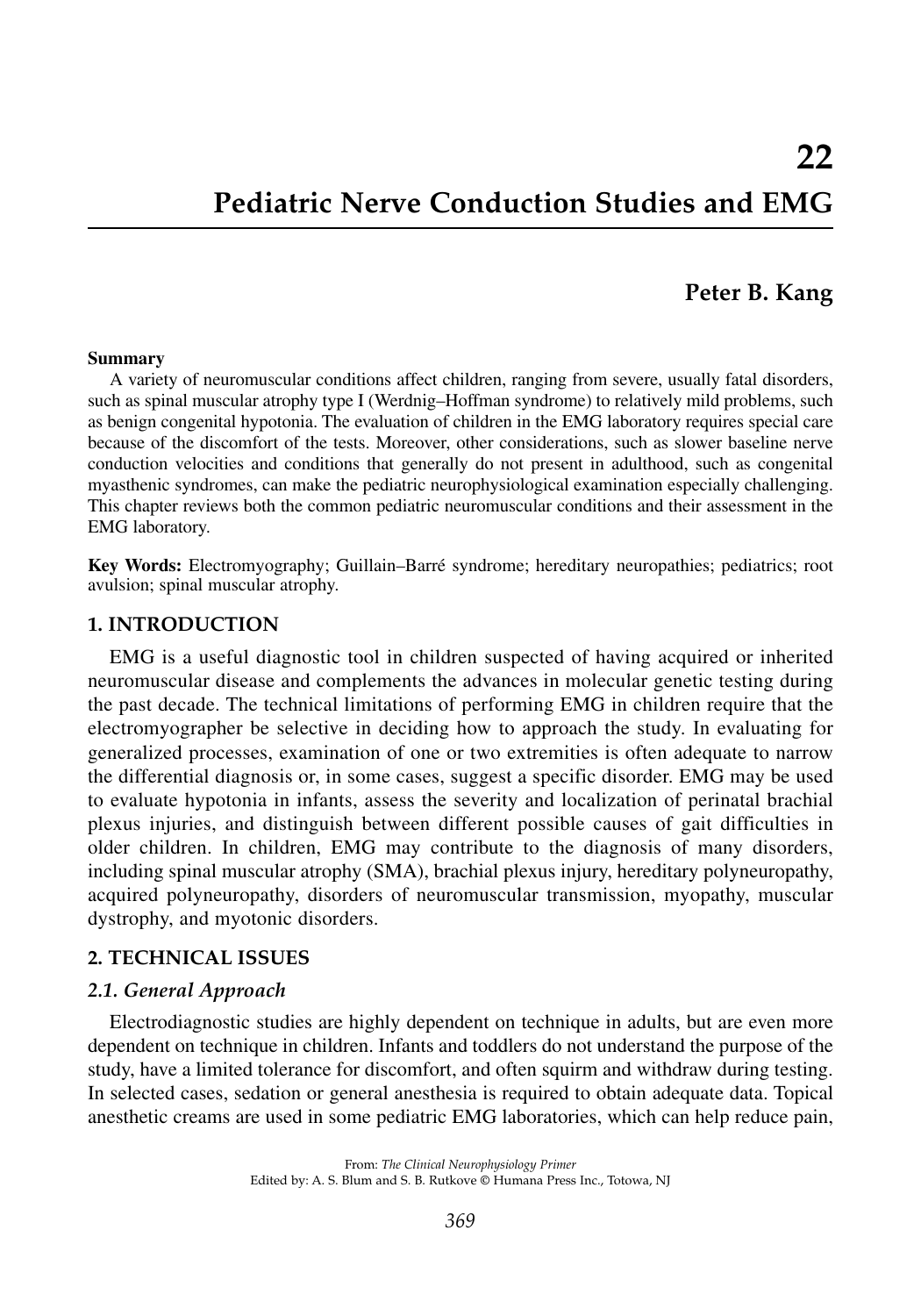# 22

# Pediatric Nerve Conduction Studies and EMG

**Peter B. Kang**

**Summary**

A variety of neuromuscular conditions affect children, ranging from severe, usually fatal disorders, such as spinal muscular atrophy type I (Werdnig–Hoffman syndrome) to relatively mild problems, such as benign congenital hypotonia. The evaluation of children in the EMG laboratory requires special care because of the discomfort of the tests. Moreover, other considerations, such as slower baseline nerve conduction velocities and conditions that generally do not present in adulthood, such as congenital myasthenic syndromes, can make the pediatric neurophysiological examination especially challenging. This chapter reviews both the common pediatric neuromuscular conditions and their assessment in the EMG laboratory.

**Key Words:** Electromyography; Guillain–Barré syndrome; hereditary neuropathies; pediatrics; root avulsion; spinal muscular atrophy.

## 1. INTRODUCTION

EMG is a useful diagnostic tool in children suspected of having acquired or inherited neuromuscular disease and complements the advances in molecular genetic testing during the past decade. The technical limitations of performing EMG in children require that the electromyographer be selective in deciding how to approach the study. In evaluating for generalized processes, examination of one or two extremities is often adequate to narrow the differential diagnosis or, in some cases, suggest a specific disorder. EMG may be used to evaluate hypotonia in infants, assess the severity and localization of perinatal brachial plexus injuries, and distinguish between different possible causes of gait difficulties in older children. In children, EMG may contribute to the diagnosis of many disorders, including spinal muscular atrophy (SMA), brachial plexus injury, hereditary polyneuropathy, acquired polyneuropathy, disorders of neuromuscular transmission, myopathy, muscular dystrophy, and myotonic disorders.

## 2. TECHNICAL ISSUES

### *2.1. General Approach*

Electrodiagnostic studies are highly dependent on technique in adults, but are even more dependent on technique in children. Infants and toddlers do not understand the purpose of the study, have a limited tolerance for discomfort, and often squirm and withdraw during testing. In selected cases, sedation or general anesthesia is required to obtain adequate data. Topical anesthetic creams are used in some pediatric EMG laboratories, which can help reduce pain,

From: *The Clinical Neurophysiology Primer*
Edited by: A. S. Blum and S. B. Rutkove © Humana Press Inc., Totowa, NJ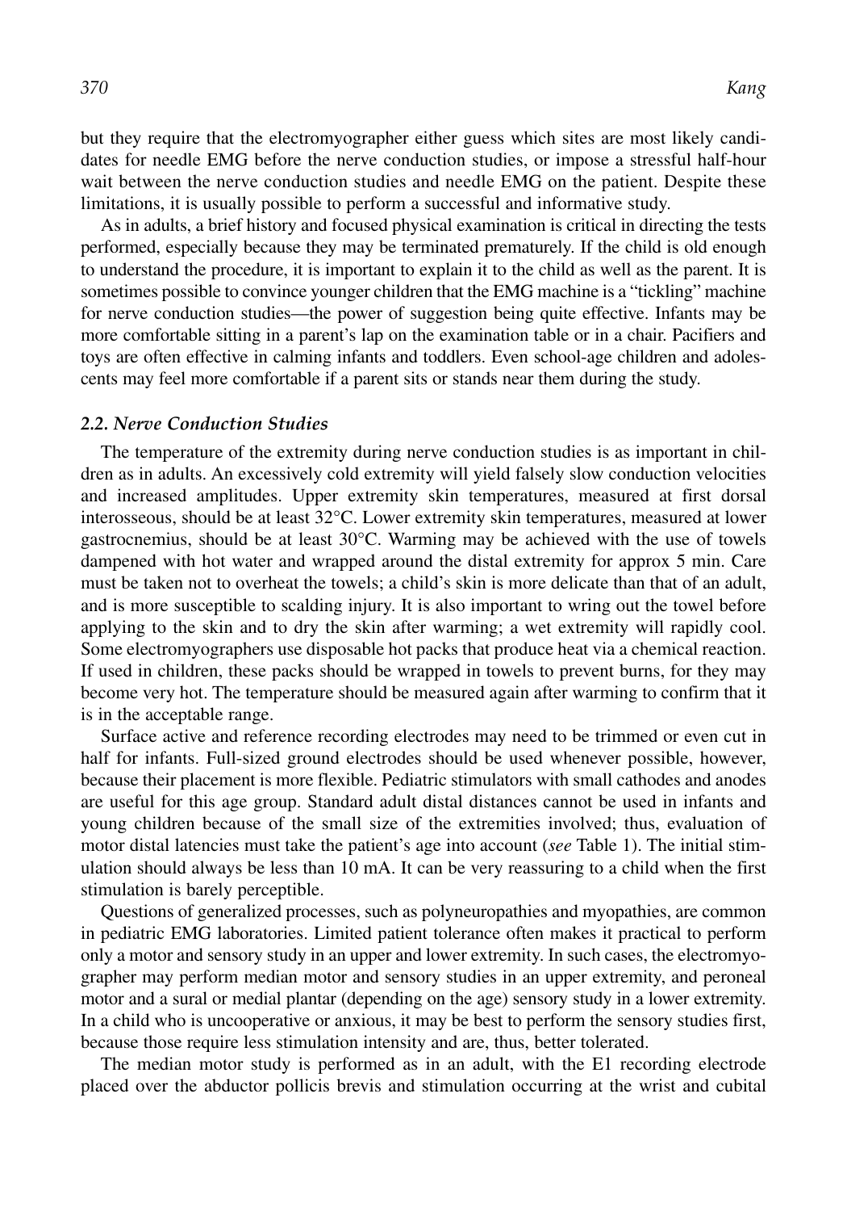but they require that the electromyographer either guess which sites are most likely candidates for needle EMG before the nerve conduction studies, or impose a stressful half-hour wait between the nerve conduction studies and needle EMG on the patient. Despite these limitations, it is usually possible to perform a successful and informative study.

As in adults, a brief history and focused physical examination is critical in directing the tests performed, especially because they may be terminated prematurely. If the child is old enough to understand the procedure, it is important to explain it to the child as well as the parent. It is sometimes possible to convince younger children that the EMG machine is a "tickling" machine for nerve conduction studies—the power of suggestion being quite effective. Infants may be more comfortable sitting in a parent's lap on the examination table or in a chair. Pacifiers and toys are often effective in calming infants and toddlers. Even school-age children and adolescents may feel more comfortable if a parent sits or stands near them during the study.

### *2.2. Nerve Conduction Studies*

The temperature of the extremity during nerve conduction studies is as important in children as in adults. An excessively cold extremity will yield falsely slow conduction velocities and increased amplitudes. Upper extremity skin temperatures, measured at first dorsal interosseous, should be at least 32°C. Lower extremity skin temperatures, measured at lower gastrocnemius, should be at least 30°C. Warming may be achieved with the use of towels dampened with hot water and wrapped around the distal extremity for approx 5 min. Care must be taken not to overheat the towels; a child's skin is more delicate than that of an adult, and is more susceptible to scalding injury. It is also important to wring out the towel before applying to the skin and to dry the skin after warming; a wet extremity will rapidly cool. Some electromyographers use disposable hot packs that produce heat via a chemical reaction. If used in children, these packs should be wrapped in towels to prevent burns, for they may become very hot. The temperature should be measured again after warming to confirm that it is in the acceptable range.

Surface active and reference recording electrodes may need to be trimmed or even cut in half for infants. Full-sized ground electrodes should be used whenever possible, however, because their placement is more flexible. Pediatric stimulators with small cathodes and anodes are useful for this age group. Standard adult distal distances cannot be used in infants and young children because of the small size of the extremities involved; thus, evaluation of motor distal latencies must take the patient's age into account (*see* Table 1). The initial stimulation should always be less than 10 mA. It can be very reassuring to a child when the first stimulation is barely perceptible.

Questions of generalized processes, such as polyneuropathies and myopathies, are common in pediatric EMG laboratories. Limited patient tolerance often makes it practical to perform only a motor and sensory study in an upper and lower extremity. In such cases, the electromyographer may perform median motor and sensory studies in an upper extremity, and peroneal motor and a sural or medial plantar (depending on the age) sensory study in a lower extremity. In a child who is uncooperative or anxious, it may be best to perform the sensory studies first, because those require less stimulation intensity and are, thus, better tolerated.

The median motor study is performed as in an adult, with the E1 recording electrode placed over the abductor pollicis brevis and stimulation occurring at the wrist and cubital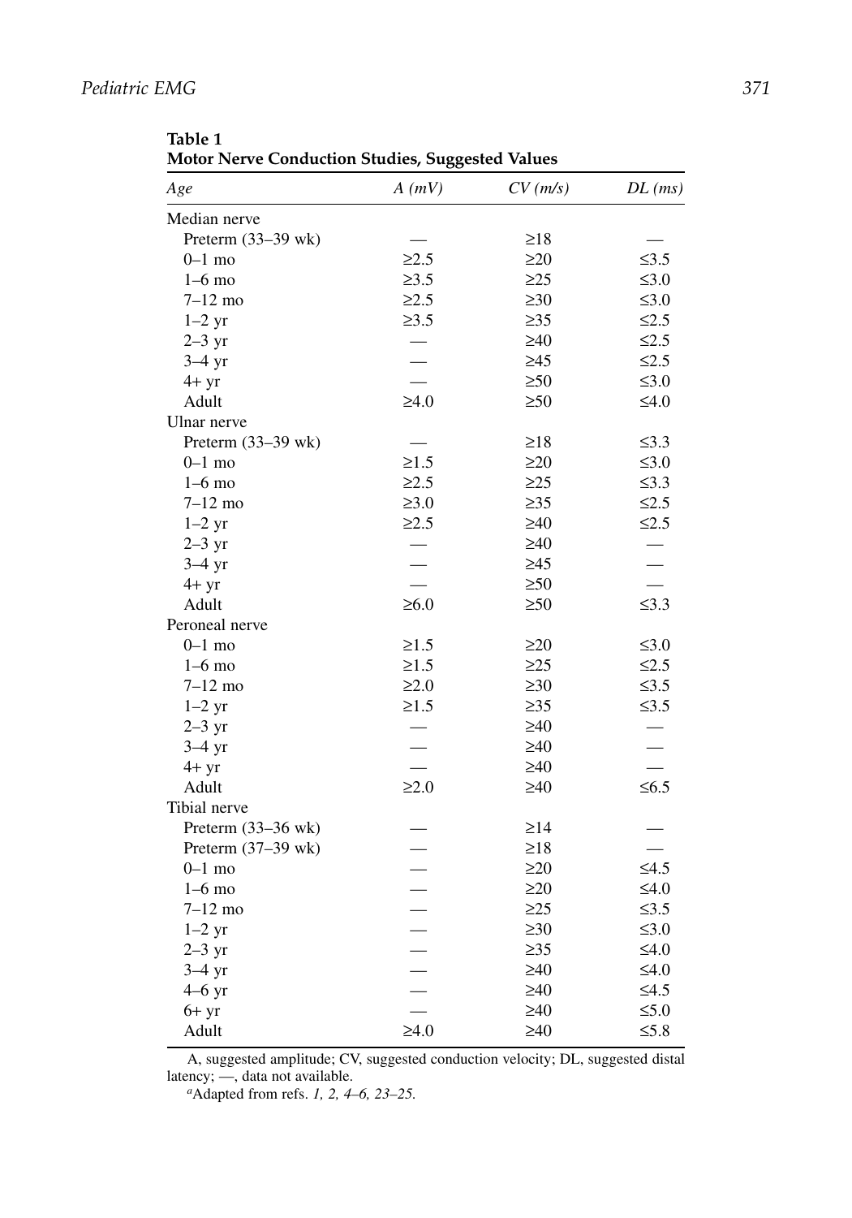**Table 1**
**Motor Nerve Conduction Studies, Suggested Values**

| *Age* | *A (mV)* | *CV (m/s)* | *DL (ms)* |
|---|---|---|---|
| Median nerve | | | |
| Preterm (33–39 wk) | — | ≥18 | — |
| 0–1 mo | ≥2.5 | ≥20 | ≤3.5 |
| 1–6 mo | ≥3.5 | ≥25 | ≤3.0 |
| 7–12 mo | ≥2.5 | ≥30 | ≤3.0 |
| 1–2 yr | ≥3.5 | ≥35 | ≤2.5 |
| 2–3 yr | — | ≥40 | ≤2.5 |
| 3–4 yr | — | ≥45 | ≤2.5 |
| 4+ yr | — | ≥50 | ≤3.0 |
| Adult | ≥4.0 | ≥50 | ≤4.0 |
| Ulnar nerve | | | |
| Preterm (33–39 wk) | — | ≥18 | ≤3.3 |
| 0–1 mo | ≥1.5 | ≥20 | ≤3.0 |
| 1–6 mo | ≥2.5 | ≥25 | ≤3.3 |
| 7–12 mo | ≥3.0 | ≥35 | ≤2.5 |
| 1–2 yr | ≥2.5 | ≥40 | ≤2.5 |
| 2–3 yr | — | ≥40 | — |
| 3–4 yr | — | ≥45 | — |
| 4+ yr | — | ≥50 | — |
| Adult | ≥6.0 | ≥50 | ≤3.3 |
| Peroneal nerve | | | |
| 0–1 mo | ≥1.5 | ≥20 | ≤3.0 |
| 1–6 mo | ≥1.5 | ≥25 | ≤2.5 |
| 7–12 mo | ≥2.0 | ≥30 | ≤3.5 |
| 1–2 yr | ≥1.5 | ≥35 | ≤3.5 |
| 2–3 yr | — | ≥40 | — |
| 3–4 yr | — | ≥40 | — |
| 4+ yr | — | ≥40 | — |
| Adult | ≥2.0 | ≥40 | ≤6.5 |
| Tibial nerve | | | |
| Preterm (33–36 wk) | — | ≥14 | — |
| Preterm (37–39 wk) | — | ≥18 | — |
| 0–1 mo | — | ≥20 | ≤4.5 |
| 1–6 mo | — | ≥20 | ≤4.0 |
| 7–12 mo | — | ≥25 | ≤3.5 |
| 1–2 yr | — | ≥30 | ≤3.0 |
| 2–3 yr | — | ≥35 | ≤4.0 |
| 3–4 yr | — | ≥40 | ≤4.0 |
| 4–6 yr | — | ≥40 | ≤4.5 |
| 6+ yr | — | ≥40 | ≤5.0 |
| Adult | ≥4.0 | ≥40 | ≤5.8 |

A, suggested amplitude; CV, suggested conduction velocity; DL, suggested distal latency; —, data not available.

[a]Adapted from refs. *1, 2, 4–6, 23–25.*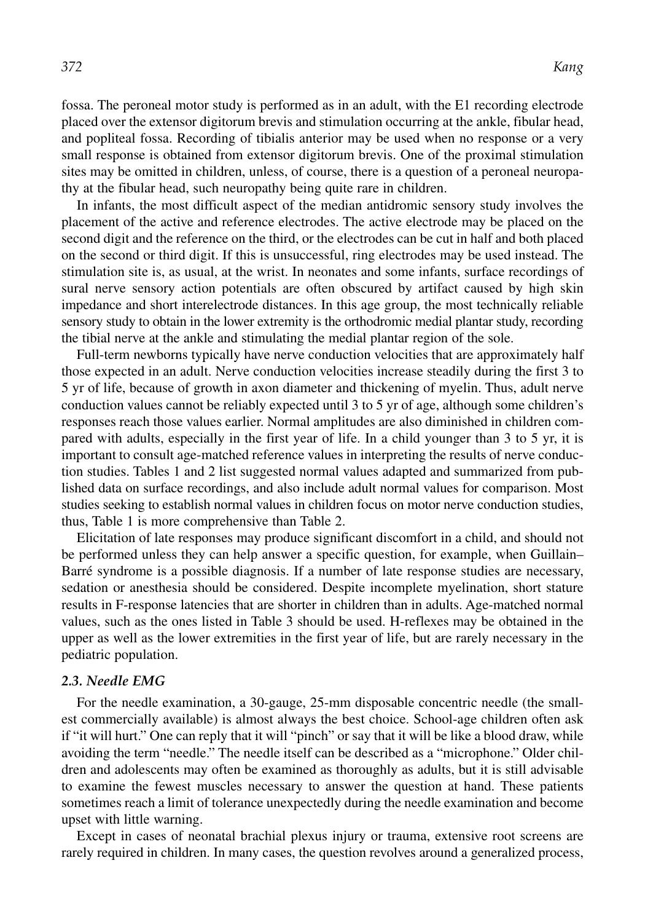fossa. The peroneal motor study is performed as in an adult, with the E1 recording electrode placed over the extensor digitorum brevis and stimulation occurring at the ankle, fibular head, and popliteal fossa. Recording of tibialis anterior may be used when no response or a very small response is obtained from extensor digitorum brevis. One of the proximal stimulation sites may be omitted in children, unless, of course, there is a question of a peroneal neuropathy at the fibular head, such neuropathy being quite rare in children.

In infants, the most difficult aspect of the median antidromic sensory study involves the placement of the active and reference electrodes. The active electrode may be placed on the second digit and the reference on the third, or the electrodes can be cut in half and both placed on the second or third digit. If this is unsuccessful, ring electrodes may be used instead. The stimulation site is, as usual, at the wrist. In neonates and some infants, surface recordings of sural nerve sensory action potentials are often obscured by artifact caused by high skin impedance and short interelectrode distances. In this age group, the most technically reliable sensory study to obtain in the lower extremity is the orthodromic medial plantar study, recording the tibial nerve at the ankle and stimulating the medial plantar region of the sole.

Full-term newborns typically have nerve conduction velocities that are approximately half those expected in an adult. Nerve conduction velocities increase steadily during the first 3 to 5 yr of life, because of growth in axon diameter and thickening of myelin. Thus, adult nerve conduction values cannot be reliably expected until 3 to 5 yr of age, although some children's responses reach those values earlier. Normal amplitudes are also diminished in children compared with adults, especially in the first year of life. In a child younger than 3 to 5 yr, it is important to consult age-matched reference values in interpreting the results of nerve conduction studies. Tables 1 and 2 list suggested normal values adapted and summarized from published data on surface recordings, and also include adult normal values for comparison. Most studies seeking to establish normal values in children focus on motor nerve conduction studies, thus, Table 1 is more comprehensive than Table 2.

Elicitation of late responses may produce significant discomfort in a child, and should not be performed unless they can help answer a specific question, for example, when Guillain–Barré syndrome is a possible diagnosis. If a number of late response studies are necessary, sedation or anesthesia should be considered. Despite incomplete myelination, short stature results in F-response latencies that are shorter in children than in adults. Age-matched normal values, such as the ones listed in Table 3 should be used. H-reflexes may be obtained in the upper as well as the lower extremities in the first year of life, but are rarely necessary in the pediatric population.

### *2.3. Needle EMG*

For the needle examination, a 30-gauge, 25-mm disposable concentric needle (the smallest commercially available) is almost always the best choice. School-age children often ask if "it will hurt." One can reply that it will "pinch" or say that it will be like a blood draw, while avoiding the term "needle." The needle itself can be described as a "microphone." Older children and adolescents may often be examined as thoroughly as adults, but it is still advisable to examine the fewest muscles necessary to answer the question at hand. These patients sometimes reach a limit of tolerance unexpectedly during the needle examination and become upset with little warning.

Except in cases of neonatal brachial plexus injury or trauma, extensive root screens are rarely required in children. In many cases, the question revolves around a generalized process,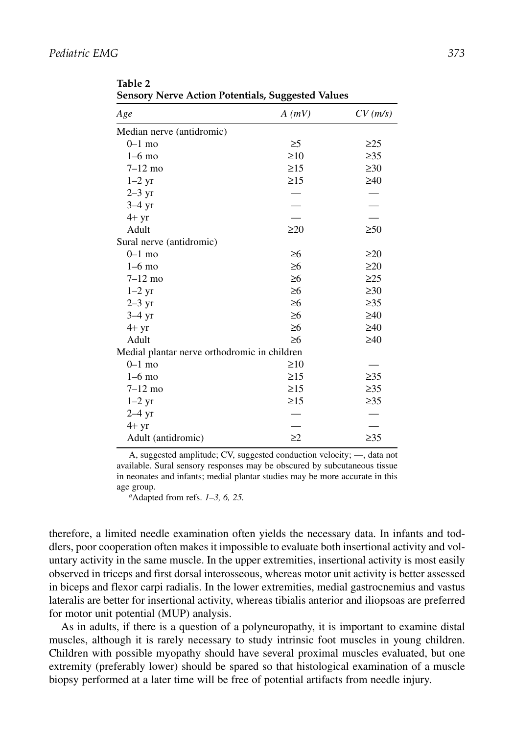**Table 2**
**Sensory Nerve Action Potentials, Suggested Values**

| *Age* | *A (mV)* | *CV (m/s)* |
|---|---|---|
| Median nerve (antidromic) | | |
| 0–1 mo | ≥5 | ≥25 |
| 1–6 mo | ≥10 | ≥35 |
| 7–12 mo | ≥15 | ≥30 |
| 1–2 yr | ≥15 | ≥40 |
| 2–3 yr | — | — |
| 3–4 yr | — | — |
| 4+ yr | — | — |
| Adult | ≥20 | ≥50 |
| Sural nerve (antidromic) | | |
| 0–1 mo | ≥6 | ≥20 |
| 1–6 mo | ≥6 | ≥20 |
| 7–12 mo | ≥6 | ≥25 |
| 1–2 yr | ≥6 | ≥30 |
| 2–3 yr | ≥6 | ≥35 |
| 3–4 yr | ≥6 | ≥40 |
| 4+ yr | ≥6 | ≥40 |
| Adult | ≥6 | ≥40 |
| Medial plantar nerve orthodromic in children | | |
| 0–1 mo | ≥10 | — |
| 1–6 mo | ≥15 | ≥35 |
| 7–12 mo | ≥15 | ≥35 |
| 1–2 yr | ≥15 | ≥35 |
| 2–4 yr | — | — |
| 4+ yr | — | — |
| Adult (antidromic) | ≥2 | ≥35 |

A, suggested amplitude; CV, suggested conduction velocity; —, data not available. Sural sensory responses may be obscured by subcutaneous tissue in neonates and infants; medial plantar studies may be more accurate in this age group.

[a]Adapted from refs. *1–3, 6, 25.*

therefore, a limited needle examination often yields the necessary data. In infants and toddlers, poor cooperation often makes it impossible to evaluate both insertional activity and voluntary activity in the same muscle. In the upper extremities, insertional activity is most easily observed in triceps and first dorsal interosseous, whereas motor unit activity is better assessed in biceps and flexor carpi radialis. In the lower extremities, medial gastrocnemius and vastus lateralis are better for insertional activity, whereas tibialis anterior and iliopsoas are preferred for motor unit potential (MUP) analysis.

As in adults, if there is a question of a polyneuropathy, it is important to examine distal muscles, although it is rarely necessary to study intrinsic foot muscles in young children. Children with possible myopathy should have several proximal muscles evaluated, but one extremity (preferably lower) should be spared so that histological examination of a muscle biopsy performed at a later time will be free of potential artifacts from needle injury.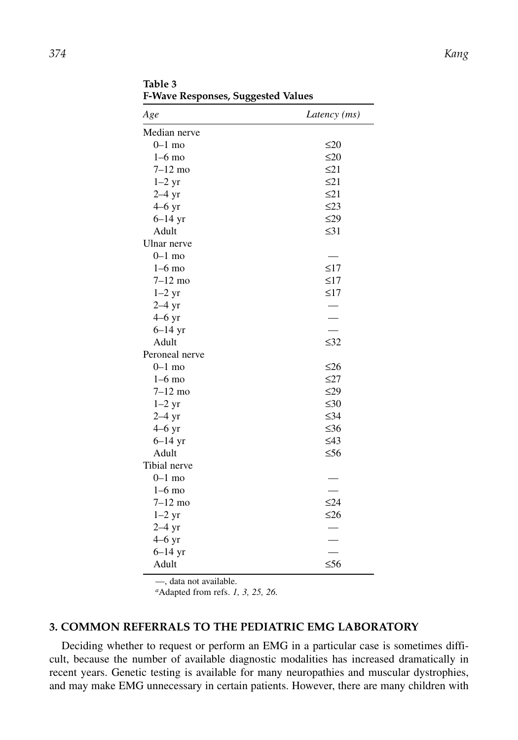**Table 3**
**F-Wave Responses, Suggested Values**

| *Age* | *Latency (ms)* |
|---|---|
| Median nerve | |
| 0–1 mo | ≤20 |
| 1–6 mo | ≤20 |
| 7–12 mo | ≤21 |
| 1–2 yr | ≤21 |
| 2–4 yr | ≤21 |
| 4–6 yr | ≤23 |
| 6–14 yr | ≤29 |
| Adult | ≤31 |
| Ulnar nerve | |
| 0–1 mo | — |
| 1–6 mo | ≤17 |
| 7–12 mo | ≤17 |
| 1–2 yr | ≤17 |
| 2–4 yr | — |
| 4–6 yr | — |
| 6–14 yr | — |
| Adult | ≤32 |
| Peroneal nerve | |
| 0–1 mo | ≤26 |
| 1–6 mo | ≤27 |
| 7–12 mo | ≤29 |
| 1–2 yr | ≤30 |
| 2–4 yr | ≤34 |
| 4–6 yr | ≤36 |
| 6–14 yr | ≤43 |
| Adult | ≤56 |
| Tibial nerve | |
| 0–1 mo | — |
| 1–6 mo | — |
| 7–12 mo | ≤24 |
| 1–2 yr | ≤26 |
| 2–4 yr | — |
| 4–6 yr | — |
| 6–14 yr | — |
| Adult | ≤56 |

—, data not available.

[a]Adapted from refs. *1, 3, 25, 26.*

## 3. COMMON REFERRALS TO THE PEDIATRIC EMG LABORATORY

Deciding whether to request or perform an EMG in a particular case is sometimes difficult, because the number of available diagnostic modalities has increased dramatically in recent years. Genetic testing is available for many neuropathies and muscular dystrophies, and may make EMG unnecessary in certain patients. However, there are many children with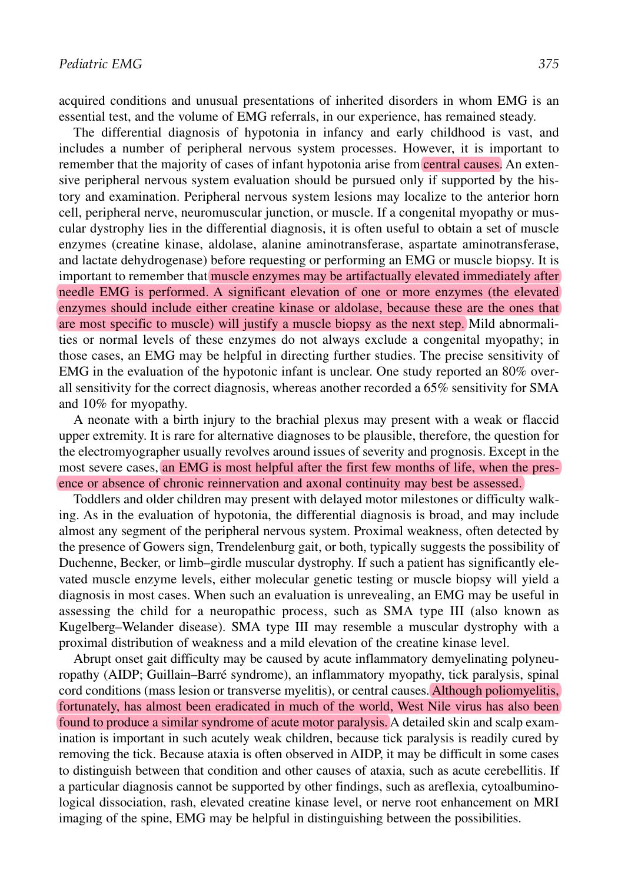acquired conditions and unusual presentations of inherited disorders in whom EMG is an essential test, and the volume of EMG referrals, in our experience, has remained steady.

The differential diagnosis of hypotonia in infancy and early childhood is vast, and includes a number of peripheral nervous system processes. However, it is important to remember that the majority of cases of infant hypotonia arise from central causes. An extensive peripheral nervous system evaluation should be pursued only if supported by the history and examination. Peripheral nervous system lesions may localize to the anterior horn cell, peripheral nerve, neuromuscular junction, or muscle. If a congenital myopathy or muscular dystrophy lies in the differential diagnosis, it is often useful to obtain a set of muscle enzymes (creatine kinase, aldolase, alanine aminotransferase, aspartate aminotransferase, and lactate dehydrogenase) before requesting or performing an EMG or muscle biopsy. It is important to remember that muscle enzymes may be artifactually elevated immediately after needle EMG is performed. A significant elevation of one or more enzymes (the elevated enzymes should include either creatine kinase or aldolase, because these are the ones that are most specific to muscle) will justify a muscle biopsy as the next step. Mild abnormalities or normal levels of these enzymes do not always exclude a congenital myopathy; in those cases, an EMG may be helpful in directing further studies. The precise sensitivity of EMG in the evaluation of the hypotonic infant is unclear. One study reported an 80% overall sensitivity for the correct diagnosis, whereas another recorded a 65% sensitivity for SMA and 10% for myopathy.

A neonate with a birth injury to the brachial plexus may present with a weak or flaccid upper extremity. It is rare for alternative diagnoses to be plausible, therefore, the question for the electromyographer usually revolves around issues of severity and prognosis. Except in the most severe cases, an EMG is most helpful after the first few months of life, when the presence or absence of chronic reinnervation and axonal continuity may best be assessed.

Toddlers and older children may present with delayed motor milestones or difficulty walking. As in the evaluation of hypotonia, the differential diagnosis is broad, and may include almost any segment of the peripheral nervous system. Proximal weakness, often detected by the presence of Gowers sign, Trendelenburg gait, or both, typically suggests the possibility of Duchenne, Becker, or limb–girdle muscular dystrophy. If such a patient has significantly elevated muscle enzyme levels, either molecular genetic testing or muscle biopsy will yield a diagnosis in most cases. When such an evaluation is unrevealing, an EMG may be useful in assessing the child for a neuropathic process, such as SMA type III (also known as Kugelberg–Welander disease). SMA type III may resemble a muscular dystrophy with a proximal distribution of weakness and a mild elevation of the creatine kinase level.

Abrupt onset gait difficulty may be caused by acute inflammatory demyelinating polyneuropathy (AIDP; Guillain–Barré syndrome), an inflammatory myopathy, tick paralysis, spinal cord conditions (mass lesion or transverse myelitis), or central causes. Although poliomyelitis, fortunately, has almost been eradicated in much of the world, West Nile virus has also been found to produce a similar syndrome of acute motor paralysis. A detailed skin and scalp examination is important in such acutely weak children, because tick paralysis is readily cured by removing the tick. Because ataxia is often observed in AIDP, it may be difficult in some cases to distinguish between that condition and other causes of ataxia, such as acute cerebellitis. If a particular diagnosis cannot be supported by other findings, such as areflexia, cytoalbuminological dissociation, rash, elevated creatine kinase level, or nerve root enhancement on MRI imaging of the spine, EMG may be helpful in distinguishing between the possibilities.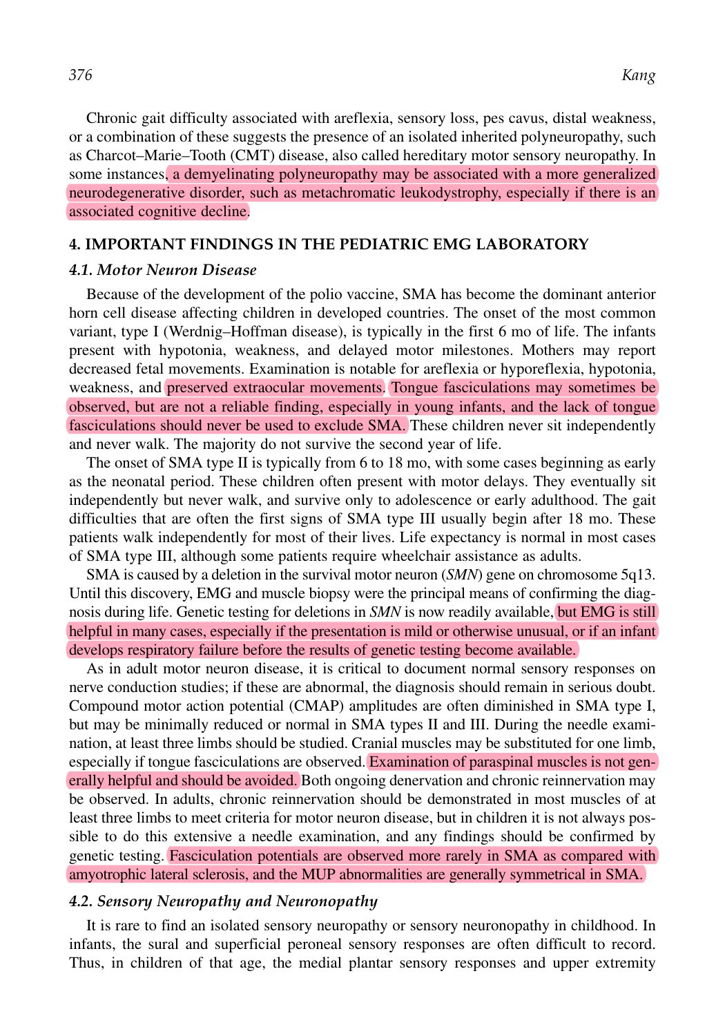Chronic gait difficulty associated with areflexia, sensory loss, pes cavus, distal weakness, or a combination of these suggests the presence of an isolated inherited polyneuropathy, such as Charcot–Marie–Tooth (CMT) disease, also called hereditary motor sensory neuropathy. In some instances, a demyelinating polyneuropathy may be associated with a more generalized neurodegenerative disorder, such as metachromatic leukodystrophy, especially if there is an associated cognitive decline.

## 4. IMPORTANT FINDINGS IN THE PEDIATRIC EMG LABORATORY

### *4.1. Motor Neuron Disease*

Because of the development of the polio vaccine, SMA has become the dominant anterior horn cell disease affecting children in developed countries. The onset of the most common variant, type I (Werdnig–Hoffman disease), is typically in the first 6 mo of life. The infants present with hypotonia, weakness, and delayed motor milestones. Mothers may report decreased fetal movements. Examination is notable for areflexia or hyporeflexia, hypotonia, weakness, and preserved extraocular movements. Tongue fasciculations may sometimes be observed, but are not a reliable finding, especially in young infants, and the lack of tongue fasciculations should never be used to exclude SMA. These children never sit independently and never walk. The majority do not survive the second year of life.

The onset of SMA type II is typically from 6 to 18 mo, with some cases beginning as early as the neonatal period. These children often present with motor delays. They eventually sit independently but never walk, and survive only to adolescence or early adulthood. The gait difficulties that are often the first signs of SMA type III usually begin after 18 mo. These patients walk independently for most of their lives. Life expectancy is normal in most cases of SMA type III, although some patients require wheelchair assistance as adults.

SMA is caused by a deletion in the survival motor neuron (*SMN*) gene on chromosome 5q13. Until this discovery, EMG and muscle biopsy were the principal means of confirming the diagnosis during life. Genetic testing for deletions in *SMN* is now readily available, but EMG is still helpful in many cases, especially if the presentation is mild or otherwise unusual, or if an infant develops respiratory failure before the results of genetic testing become available.

As in adult motor neuron disease, it is critical to document normal sensory responses on nerve conduction studies; if these are abnormal, the diagnosis should remain in serious doubt. Compound motor action potential (CMAP) amplitudes are often diminished in SMA type I, but may be minimally reduced or normal in SMA types II and III. During the needle examination, at least three limbs should be studied. Cranial muscles may be substituted for one limb, especially if tongue fasciculations are observed. Examination of paraspinal muscles is not generally helpful and should be avoided. Both ongoing denervation and chronic reinnervation may be observed. In adults, chronic reinnervation should be demonstrated in most muscles of at least three limbs to meet criteria for motor neuron disease, but in children it is not always possible to do this extensive a needle examination, and any findings should be confirmed by genetic testing. Fasciculation potentials are observed more rarely in SMA as compared with amyotrophic lateral sclerosis, and the MUP abnormalities are generally symmetrical in SMA.

### *4.2. Sensory Neuropathy and Neuronopathy*

It is rare to find an isolated sensory neuropathy or sensory neuronopathy in childhood. In infants, the sural and superficial peroneal sensory responses are often difficult to record. Thus, in children of that age, the medial plantar sensory responses and upper extremity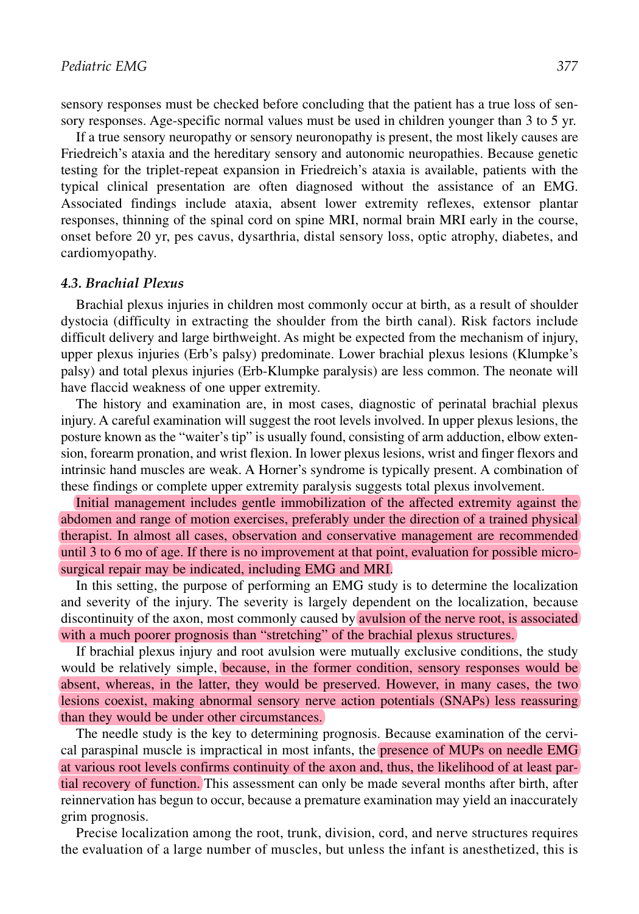sensory responses must be checked before concluding that the patient has a true loss of sensory responses. Age-specific normal values must be used in children younger than 3 to 5 yr.

If a true sensory neuropathy or sensory neuronopathy is present, the most likely causes are Friedreich's ataxia and the hereditary sensory and autonomic neuropathies. Because genetic testing for the triplet-repeat expansion in Friedreich's ataxia is available, patients with the typical clinical presentation are often diagnosed without the assistance of an EMG. Associated findings include ataxia, absent lower extremity reflexes, extensor plantar responses, thinning of the spinal cord on spine MRI, normal brain MRI early in the course, onset before 20 yr, pes cavus, dysarthria, distal sensory loss, optic atrophy, diabetes, and cardiomyopathy.

### *4.3. Brachial Plexus*

Brachial plexus injuries in children most commonly occur at birth, as a result of shoulder dystocia (difficulty in extracting the shoulder from the birth canal). Risk factors include difficult delivery and large birthweight. As might be expected from the mechanism of injury, upper plexus injuries (Erb's palsy) predominate. Lower brachial plexus lesions (Klumpke's palsy) and total plexus injuries (Erb-Klumpke paralysis) are less common. The neonate will have flaccid weakness of one upper extremity.

The history and examination are, in most cases, diagnostic of perinatal brachial plexus injury. A careful examination will suggest the root levels involved. In upper plexus lesions, the posture known as the "waiter's tip" is usually found, consisting of arm adduction, elbow extension, forearm pronation, and wrist flexion. In lower plexus lesions, wrist and finger flexors and intrinsic hand muscles are weak. A Horner's syndrome is typically present. A combination of these findings or complete upper extremity paralysis suggests total plexus involvement.

Initial management includes gentle immobilization of the affected extremity against the abdomen and range of motion exercises, preferably under the direction of a trained physical therapist. In almost all cases, observation and conservative management are recommended until 3 to 6 mo of age. If there is no improvement at that point, evaluation for possible microsurgical repair may be indicated, including EMG and MRI.

In this setting, the purpose of performing an EMG study is to determine the localization and severity of the injury. The severity is largely dependent on the localization, because discontinuity of the axon, most commonly caused by avulsion of the nerve root, is associated with a much poorer prognosis than "stretching" of the brachial plexus structures.

If brachial plexus injury and root avulsion were mutually exclusive conditions, the study would be relatively simple, because, in the former condition, sensory responses would be absent, whereas, in the latter, they would be preserved. However, in many cases, the two lesions coexist, making abnormal sensory nerve action potentials (SNAPs) less reassuring than they would be under other circumstances.

The needle study is the key to determining prognosis. Because examination of the cervical paraspinal muscle is impractical in most infants, the presence of MUPs on needle EMG at various root levels confirms continuity of the axon and, thus, the likelihood of at least partial recovery of function. This assessment can only be made several months after birth, after reinnervation has begun to occur, because a premature examination may yield an inaccurately grim prognosis.

Precise localization among the root, trunk, division, cord, and nerve structures requires the evaluation of a large number of muscles, but unless the infant is anesthetized, this is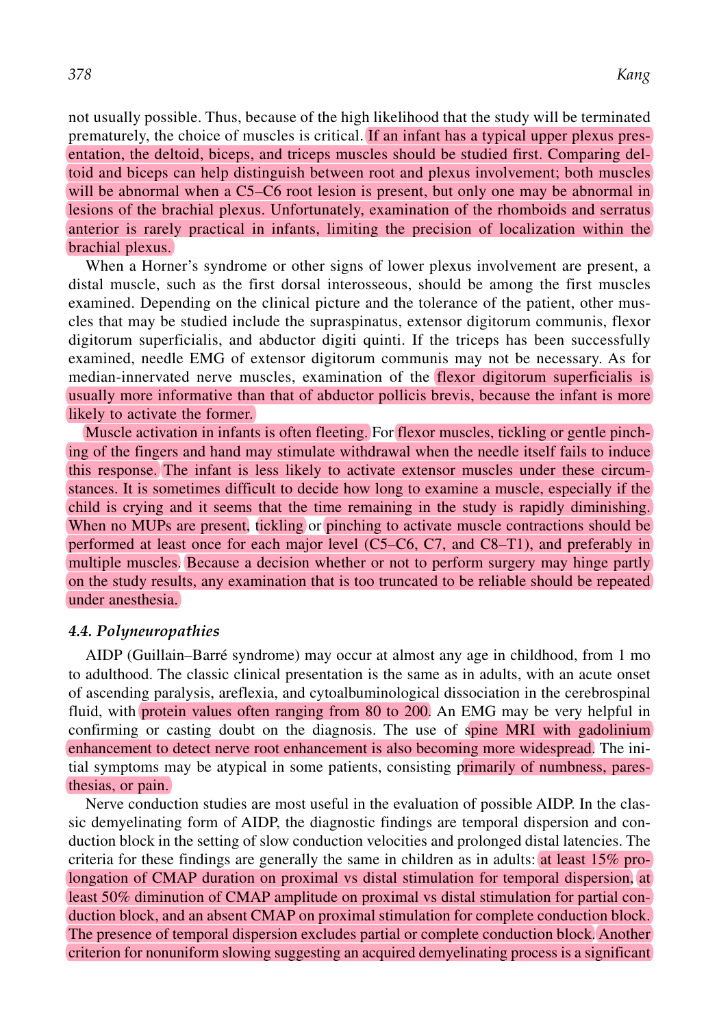not usually possible. Thus, because of the high likelihood that the study will be terminated prematurely, the choice of muscles is critical. If an infant has a typical upper plexus presentation, the deltoid, biceps, and triceps muscles should be studied first. Comparing deltoid and biceps can help distinguish between root and plexus involvement; both muscles will be abnormal when a C5–C6 root lesion is present, but only one may be abnormal in lesions of the brachial plexus. Unfortunately, examination of the rhomboids and serratus anterior is rarely practical in infants, limiting the precision of localization within the brachial plexus.

When a Horner's syndrome or other signs of lower plexus involvement are present, a distal muscle, such as the first dorsal interosseous, should be among the first muscles examined. Depending on the clinical picture and the tolerance of the patient, other muscles that may be studied include the supraspinatus, extensor digitorum communis, flexor digitorum superficialis, and abductor digiti quinti. If the triceps has been successfully examined, needle EMG of extensor digitorum communis may not be necessary. As for median-innervated nerve muscles, examination of the flexor digitorum superficialis is usually more informative than that of abductor pollicis brevis, because the infant is more likely to activate the former.

Muscle activation in infants is often fleeting. For flexor muscles, tickling or gentle pinching of the fingers and hand may stimulate withdrawal when the needle itself fails to induce this response. The infant is less likely to activate extensor muscles under these circumstances. It is sometimes difficult to decide how long to examine a muscle, especially if the child is crying and it seems that the time remaining in the study is rapidly diminishing. When no MUPs are present, tickling or pinching to activate muscle contractions should be performed at least once for each major level (C5–C6, C7, and C8–T1), and preferably in multiple muscles. Because a decision whether or not to perform surgery may hinge partly on the study results, any examination that is too truncated to be reliable should be repeated under anesthesia.

#### *4.4. Polyneuropathies*

AIDP (Guillain–Barré syndrome) may occur at almost any age in childhood, from 1 mo to adulthood. The classic clinical presentation is the same as in adults, with an acute onset of ascending paralysis, areflexia, and cytoalbuminological dissociation in the cerebrospinal fluid, with protein values often ranging from 80 to 200. An EMG may be very helpful in confirming or casting doubt on the diagnosis. The use of spine MRI with gadolinium enhancement to detect nerve root enhancement is also becoming more widespread. The initial symptoms may be atypical in some patients, consisting primarily of numbness, paresthesias, or pain.

Nerve conduction studies are most useful in the evaluation of possible AIDP. In the classic demyelinating form of AIDP, the diagnostic findings are temporal dispersion and conduction block in the setting of slow conduction velocities and prolonged distal latencies. The criteria for these findings are generally the same in children as in adults: at least 15% prolongation of CMAP duration on proximal vs distal stimulation for temporal dispersion, at least 50% diminution of CMAP amplitude on proximal vs distal stimulation for partial conduction block, and an absent CMAP on proximal stimulation for complete conduction block. The presence of temporal dispersion excludes partial or complete conduction block. Another criterion for nonuniform slowing suggesting an acquired demyelinating process is a significant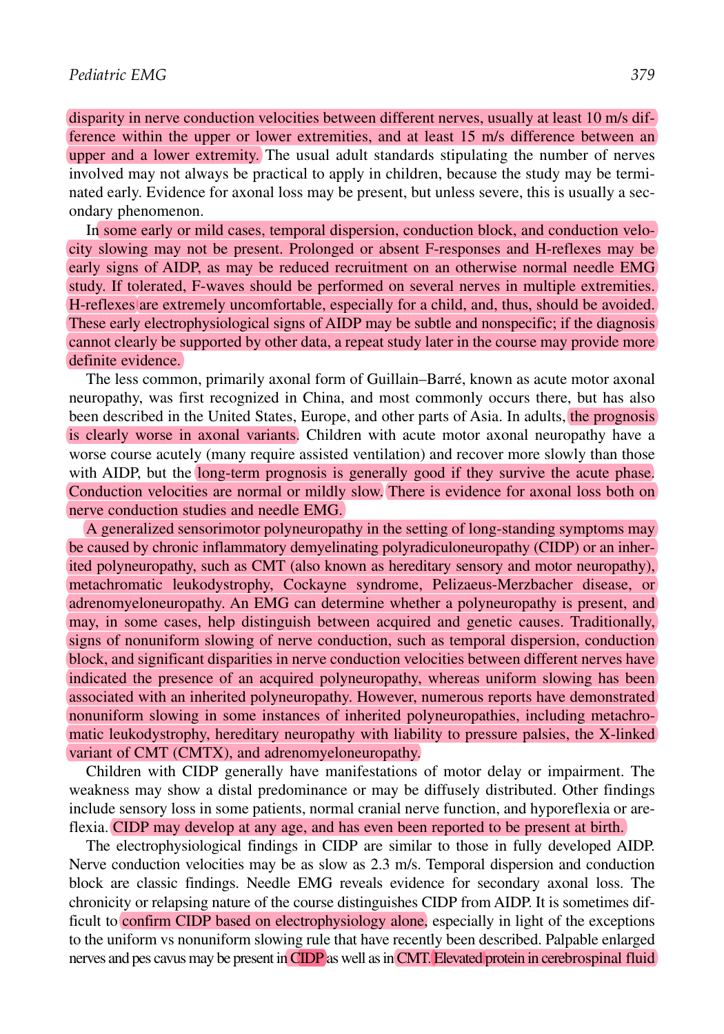disparity in nerve conduction velocities between different nerves, usually at least 10 m/s difference within the upper or lower extremities, and at least 15 m/s difference between an upper and a lower extremity. The usual adult standards stipulating the number of nerves involved may not always be practical to apply in children, because the study may be terminated early. Evidence for axonal loss may be present, but unless severe, this is usually a secondary phenomenon.

In some early or mild cases, temporal dispersion, conduction block, and conduction velocity slowing may not be present. Prolonged or absent F-responses and H-reflexes may be early signs of AIDP, as may be reduced recruitment on an otherwise normal needle EMG study. If tolerated, F-waves should be performed on several nerves in multiple extremities. H-reflexes are extremely uncomfortable, especially for a child, and, thus, should be avoided. These early electrophysiological signs of AIDP may be subtle and nonspecific; if the diagnosis cannot clearly be supported by other data, a repeat study later in the course may provide more definite evidence.

The less common, primarily axonal form of Guillain–Barré, known as acute motor axonal neuropathy, was first recognized in China, and most commonly occurs there, but has also been described in the United States, Europe, and other parts of Asia. In adults, the prognosis is clearly worse in axonal variants. Children with acute motor axonal neuropathy have a worse course acutely (many require assisted ventilation) and recover more slowly than those with AIDP, but the long-term prognosis is generally good if they survive the acute phase. Conduction velocities are normal or mildly slow. There is evidence for axonal loss both on nerve conduction studies and needle EMG.

A generalized sensorimotor polyneuropathy in the setting of long-standing symptoms may be caused by chronic inflammatory demyelinating polyradiculoneuropathy (CIDP) or an inherited polyneuropathy, such as CMT (also known as hereditary sensory and motor neuropathy), metachromatic leukodystrophy, Cockayne syndrome, Pelizaeus-Merzbacher disease, or adrenomyeloneuropathy. An EMG can determine whether a polyneuropathy is present, and may, in some cases, help distinguish between acquired and genetic causes. Traditionally, signs of nonuniform slowing of nerve conduction, such as temporal dispersion, conduction block, and significant disparities in nerve conduction velocities between different nerves have indicated the presence of an acquired polyneuropathy, whereas uniform slowing has been associated with an inherited polyneuropathy. However, numerous reports have demonstrated nonuniform slowing in some instances of inherited polyneuropathies, including metachromatic leukodystrophy, hereditary neuropathy with liability to pressure palsies, the X-linked variant of CMT (CMTX), and adrenomyeloneuropathy.

Children with CIDP generally have manifestations of motor delay or impairment. The weakness may show a distal predominance or may be diffusely distributed. Other findings include sensory loss in some patients, normal cranial nerve function, and hyporeflexia or areflexia. CIDP may develop at any age, and has even been reported to be present at birth.

The electrophysiological findings in CIDP are similar to those in fully developed AIDP. Nerve conduction velocities may be as slow as 2.3 m/s. Temporal dispersion and conduction block are classic findings. Needle EMG reveals evidence for secondary axonal loss. The chronicity or relapsing nature of the course distinguishes CIDP from AIDP. It is sometimes difficult to confirm CIDP based on electrophysiology alone, especially in light of the exceptions to the uniform vs nonuniform slowing rule that have recently been described. Palpable enlarged nerves and pes cavus may be present in CIDP as well as in CMT. Elevated protein in cerebrospinal fluid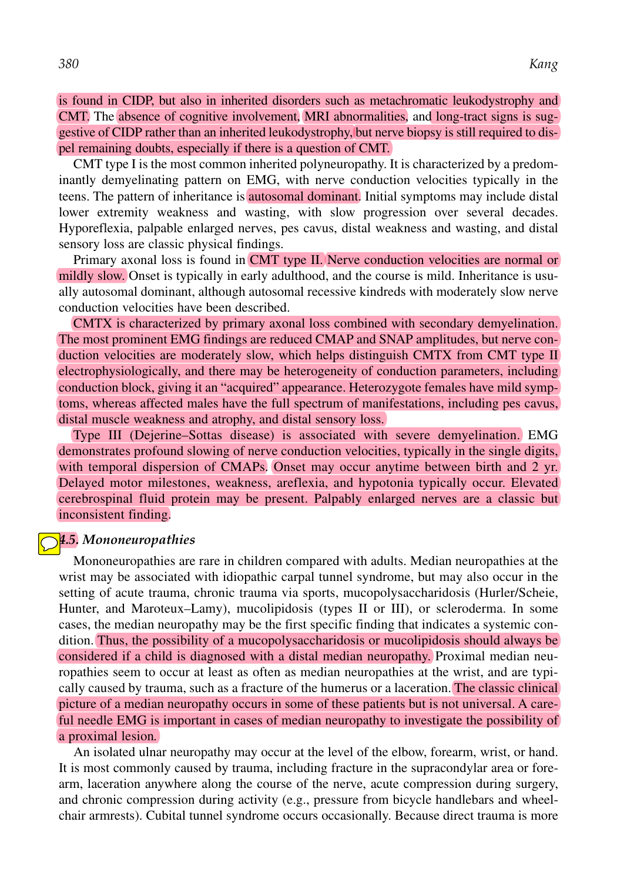is found in CIDP, but also in inherited disorders such as metachromatic leukodystrophy and CMT. The absence of cognitive involvement, MRI abnormalities, and long-tract signs is suggestive of CIDP rather than an inherited leukodystrophy, but nerve biopsy is still required to dispel remaining doubts, especially if there is a question of CMT.

CMT type I is the most common inherited polyneuropathy. It is characterized by a predominantly demyelinating pattern on EMG, with nerve conduction velocities typically in the teens. The pattern of inheritance is autosomal dominant. Initial symptoms may include distal lower extremity weakness and wasting, with slow progression over several decades. Hyporeflexia, palpable enlarged nerves, pes cavus, distal weakness and wasting, and distal sensory loss are classic physical findings.

Primary axonal loss is found in CMT type II. Nerve conduction velocities are normal or mildly slow. Onset is typically in early adulthood, and the course is mild. Inheritance is usually autosomal dominant, although autosomal recessive kindreds with moderately slow nerve conduction velocities have been described.

CMTX is characterized by primary axonal loss combined with secondary demyelination. The most prominent EMG findings are reduced CMAP and SNAP amplitudes, but nerve conduction velocities are moderately slow, which helps distinguish CMTX from CMT type II electrophysiologically, and there may be heterogeneity of conduction parameters, including conduction block, giving it an "acquired" appearance. Heterozygote females have mild symptoms, whereas affected males have the full spectrum of manifestations, including pes cavus, distal muscle weakness and atrophy, and distal sensory loss.

Type III (Dejerine–Sottas disease) is associated with severe demyelination. EMG demonstrates profound slowing of nerve conduction velocities, typically in the single digits, with temporal dispersion of CMAPs. Onset may occur anytime between birth and 2 yr. Delayed motor milestones, weakness, areflexia, and hypotonia typically occur. Elevated cerebrospinal fluid protein may be present. Palpably enlarged nerves are a classic but inconsistent finding.

### 4.5. *Mononeuropathies*

Mononeuropathies are rare in children compared with adults. Median neuropathies at the wrist may be associated with idiopathic carpal tunnel syndrome, but may also occur in the setting of acute trauma, chronic trauma via sports, mucopolysaccharidosis (Hurler/Scheie, Hunter, and Maroteux–Lamy), mucolipidosis (types II or III), or scleroderma. In some cases, the median neuropathy may be the first specific finding that indicates a systemic condition. Thus, the possibility of a mucopolysaccharidosis or mucolipidosis should always be considered if a child is diagnosed with a distal median neuropathy. Proximal median neuropathies seem to occur at least as often as median neuropathies at the wrist, and are typically caused by trauma, such as a fracture of the humerus or a laceration. The classic clinical picture of a median neuropathy occurs in some of these patients but is not universal. A careful needle EMG is important in cases of median neuropathy to investigate the possibility of a proximal lesion.

An isolated ulnar neuropathy may occur at the level of the elbow, forearm, wrist, or hand. It is most commonly caused by trauma, including fracture in the supracondylar area or forearm, laceration anywhere along the course of the nerve, acute compression during surgery, and chronic compression during activity (e.g., pressure from bicycle handlebars and wheelchair armrests). Cubital tunnel syndrome occurs occasionally. Because direct trauma is more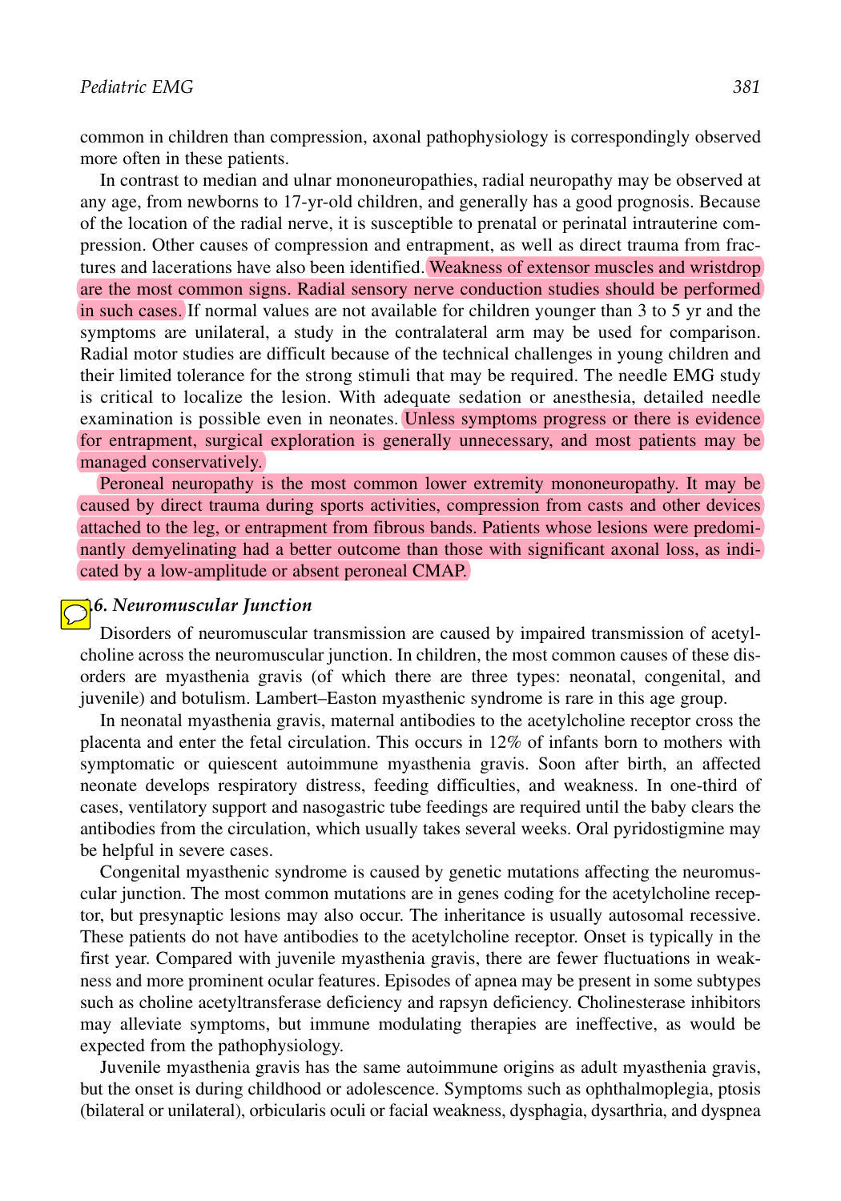common in children than compression, axonal pathophysiology is correspondingly observed more often in these patients.

In contrast to median and ulnar mononeuropathies, radial neuropathy may be observed at any age, from newborns to 17-yr-old children, and generally has a good prognosis. Because of the location of the radial nerve, it is susceptible to prenatal or perinatal intrauterine compression. Other causes of compression and entrapment, as well as direct trauma from fractures and lacerations have also been identified. Weakness of extensor muscles and wristdrop are the most common signs. Radial sensory nerve conduction studies should be performed in such cases. If normal values are not available for children younger than 3 to 5 yr and the symptoms are unilateral, a study in the contralateral arm may be used for comparison. Radial motor studies are difficult because of the technical challenges in young children and their limited tolerance for the strong stimuli that may be required. The needle EMG study is critical to localize the lesion. With adequate sedation or anesthesia, detailed needle examination is possible even in neonates. Unless symptoms progress or there is evidence for entrapment, surgical exploration is generally unnecessary, and most patients may be managed conservatively.

Peroneal neuropathy is the most common lower extremity mononeuropathy. It may be caused by direct trauma during sports activities, compression from casts and other devices attached to the leg, or entrapment from fibrous bands. Patients whose lesions were predominantly demyelinating had a better outcome than those with significant axonal loss, as indicated by a low-amplitude or absent peroneal CMAP.

### 6. Neuromuscular Junction

Disorders of neuromuscular transmission are caused by impaired transmission of acetylcholine across the neuromuscular junction. In children, the most common causes of these disorders are myasthenia gravis (of which there are three types: neonatal, congenital, and juvenile) and botulism. Lambert–Easton myasthenic syndrome is rare in this age group.

In neonatal myasthenia gravis, maternal antibodies to the acetylcholine receptor cross the placenta and enter the fetal circulation. This occurs in 12% of infants born to mothers with symptomatic or quiescent autoimmune myasthenia gravis. Soon after birth, an affected neonate develops respiratory distress, feeding difficulties, and weakness. In one-third of cases, ventilatory support and nasogastric tube feedings are required until the baby clears the antibodies from the circulation, which usually takes several weeks. Oral pyridostigmine may be helpful in severe cases.

Congenital myasthenic syndrome is caused by genetic mutations affecting the neuromuscular junction. The most common mutations are in genes coding for the acetylcholine receptor, but presynaptic lesions may also occur. The inheritance is usually autosomal recessive. These patients do not have antibodies to the acetylcholine receptor. Onset is typically in the first year. Compared with juvenile myasthenia gravis, there are fewer fluctuations in weakness and more prominent ocular features. Episodes of apnea may be present in some subtypes such as choline acetyltransferase deficiency and rapsyn deficiency. Cholinesterase inhibitors may alleviate symptoms, but immune modulating therapies are ineffective, as would be expected from the pathophysiology.

Juvenile myasthenia gravis has the same autoimmune origins as adult myasthenia gravis, but the onset is during childhood or adolescence. Symptoms such as ophthalmoplegia, ptosis (bilateral or unilateral), orbicularis oculi or facial weakness, dysphagia, dysarthria, and dyspnea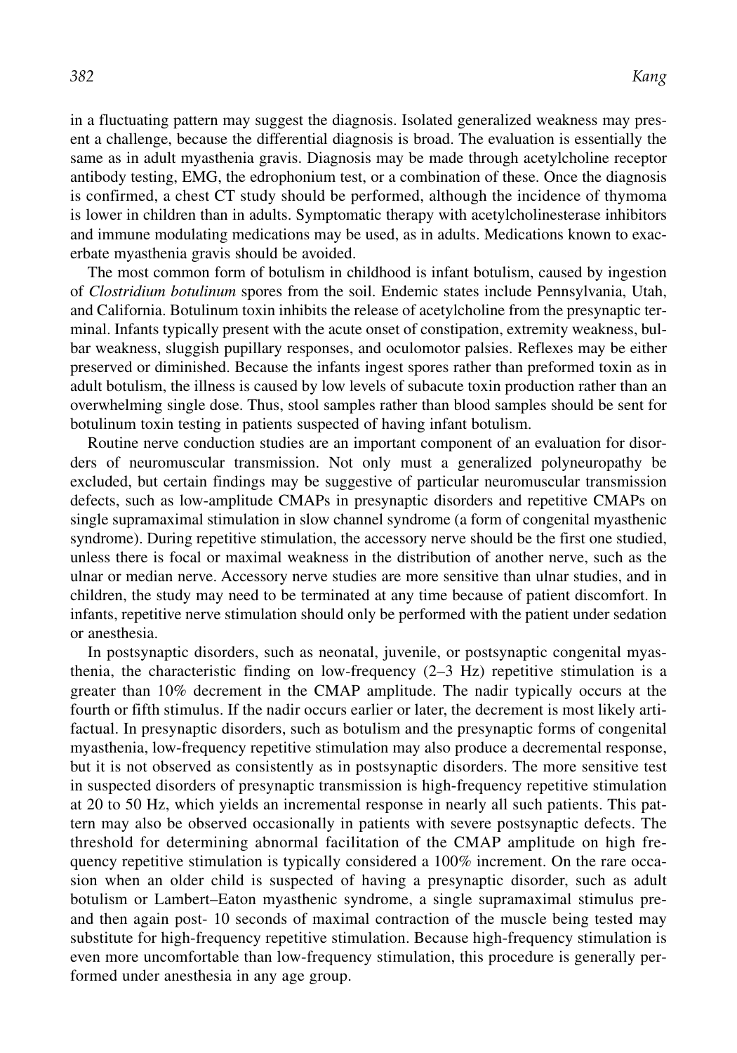in a fluctuating pattern may suggest the diagnosis. Isolated generalized weakness may present a challenge, because the differential diagnosis is broad. The evaluation is essentially the same as in adult myasthenia gravis. Diagnosis may be made through acetylcholine receptor antibody testing, EMG, the edrophonium test, or a combination of these. Once the diagnosis is confirmed, a chest CT study should be performed, although the incidence of thymoma is lower in children than in adults. Symptomatic therapy with acetylcholinesterase inhibitors and immune modulating medications may be used, as in adults. Medications known to exacerbate myasthenia gravis should be avoided.

The most common form of botulism in childhood is infant botulism, caused by ingestion of *Clostridium botulinum* spores from the soil. Endemic states include Pennsylvania, Utah, and California. Botulinum toxin inhibits the release of acetylcholine from the presynaptic terminal. Infants typically present with the acute onset of constipation, extremity weakness, bulbar weakness, sluggish pupillary responses, and oculomotor palsies. Reflexes may be either preserved or diminished. Because the infants ingest spores rather than preformed toxin as in adult botulism, the illness is caused by low levels of subacute toxin production rather than an overwhelming single dose. Thus, stool samples rather than blood samples should be sent for botulinum toxin testing in patients suspected of having infant botulism.

Routine nerve conduction studies are an important component of an evaluation for disorders of neuromuscular transmission. Not only must a generalized polyneuropathy be excluded, but certain findings may be suggestive of particular neuromuscular transmission defects, such as low-amplitude CMAPs in presynaptic disorders and repetitive CMAPs on single supramaximal stimulation in slow channel syndrome (a form of congenital myasthenic syndrome). During repetitive stimulation, the accessory nerve should be the first one studied, unless there is focal or maximal weakness in the distribution of another nerve, such as the ulnar or median nerve. Accessory nerve studies are more sensitive than ulnar studies, and in children, the study may need to be terminated at any time because of patient discomfort. In infants, repetitive nerve stimulation should only be performed with the patient under sedation or anesthesia.

In postsynaptic disorders, such as neonatal, juvenile, or postsynaptic congenital myasthenia, the characteristic finding on low-frequency (2–3 Hz) repetitive stimulation is a greater than 10% decrement in the CMAP amplitude. The nadir typically occurs at the fourth or fifth stimulus. If the nadir occurs earlier or later, the decrement is most likely artifactual. In presynaptic disorders, such as botulism and the presynaptic forms of congenital myasthenia, low-frequency repetitive stimulation may also produce a decremental response, but it is not observed as consistently as in postsynaptic disorders. The more sensitive test in suspected disorders of presynaptic transmission is high-frequency repetitive stimulation at 20 to 50 Hz, which yields an incremental response in nearly all such patients. This pattern may also be observed occasionally in patients with severe postsynaptic defects. The threshold for determining abnormal facilitation of the CMAP amplitude on high frequency repetitive stimulation is typically considered a 100% increment. On the rare occasion when an older child is suspected of having a presynaptic disorder, such as adult botulism or Lambert–Eaton myasthenic syndrome, a single supramaximal stimulus pre- and then again post- 10 seconds of maximal contraction of the muscle being tested may substitute for high-frequency repetitive stimulation. Because high-frequency stimulation is even more uncomfortable than low-frequency stimulation, this procedure is generally performed under anesthesia in any age group.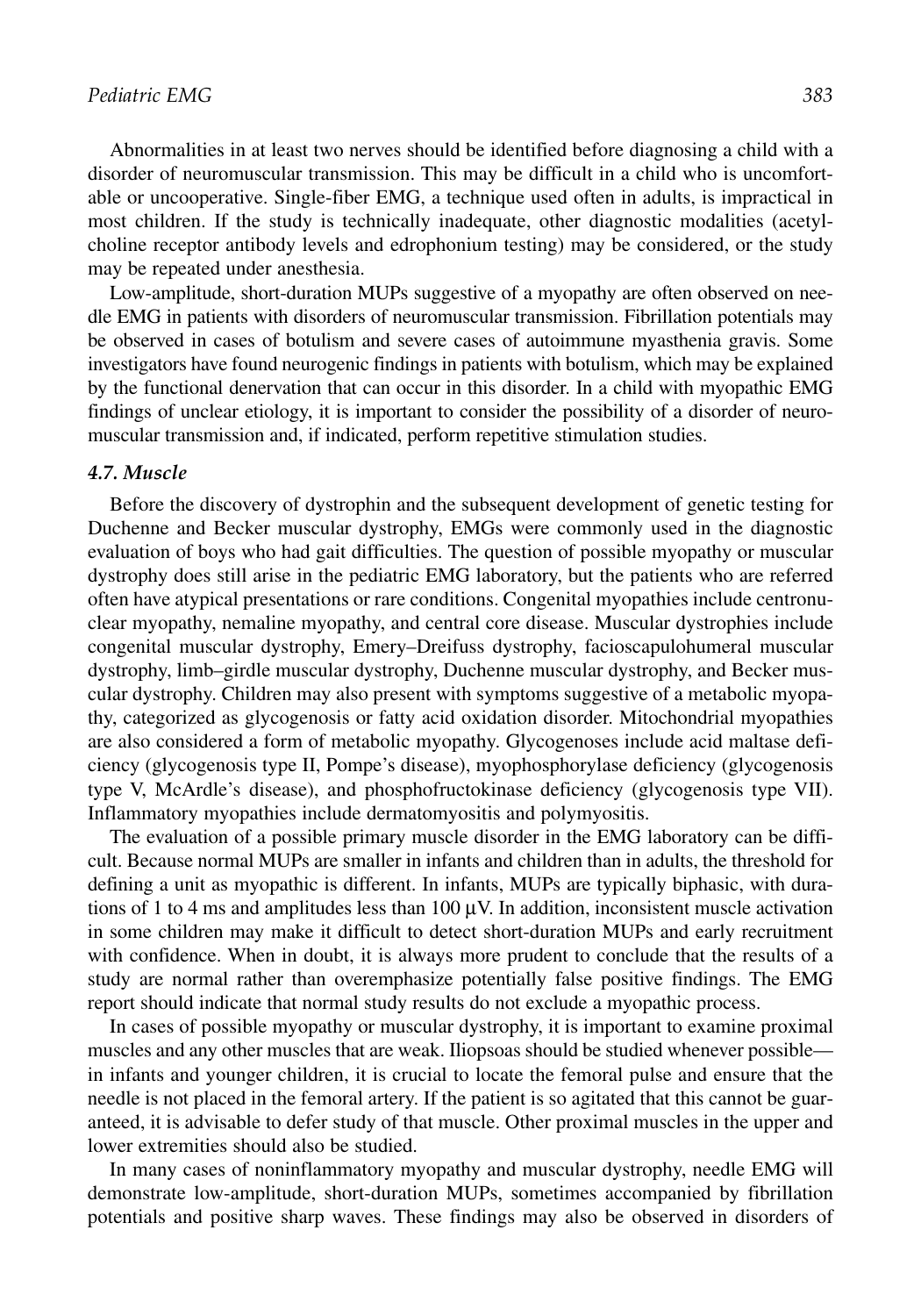Abnormalities in at least two nerves should be identified before diagnosing a child with a disorder of neuromuscular transmission. This may be difficult in a child who is uncomfortable or uncooperative. Single-fiber EMG, a technique used often in adults, is impractical in most children. If the study is technically inadequate, other diagnostic modalities (acetylcholine receptor antibody levels and edrophonium testing) may be considered, or the study may be repeated under anesthesia.

Low-amplitude, short-duration MUPs suggestive of a myopathy are often observed on needle EMG in patients with disorders of neuromuscular transmission. Fibrillation potentials may be observed in cases of botulism and severe cases of autoimmune myasthenia gravis. Some investigators have found neurogenic findings in patients with botulism, which may be explained by the functional denervation that can occur in this disorder. In a child with myopathic EMG findings of unclear etiology, it is important to consider the possibility of a disorder of neuromuscular transmission and, if indicated, perform repetitive stimulation studies.

### *4.7. Muscle*

Before the discovery of dystrophin and the subsequent development of genetic testing for Duchenne and Becker muscular dystrophy, EMGs were commonly used in the diagnostic evaluation of boys who had gait difficulties. The question of possible myopathy or muscular dystrophy does still arise in the pediatric EMG laboratory, but the patients who are referred often have atypical presentations or rare conditions. Congenital myopathies include centronuclear myopathy, nemaline myopathy, and central core disease. Muscular dystrophies include congenital muscular dystrophy, Emery–Dreifuss dystrophy, facioscapulohumeral muscular dystrophy, limb–girdle muscular dystrophy, Duchenne muscular dystrophy, and Becker muscular dystrophy. Children may also present with symptoms suggestive of a metabolic myopathy, categorized as glycogenosis or fatty acid oxidation disorder. Mitochondrial myopathies are also considered a form of metabolic myopathy. Glycogenoses include acid maltase deficiency (glycogenosis type II, Pompe's disease), myophosphorylase deficiency (glycogenosis type V, McArdle's disease), and phosphofructokinase deficiency (glycogenosis type VII). Inflammatory myopathies include dermatomyositis and polymyositis.

The evaluation of a possible primary muscle disorder in the EMG laboratory can be difficult. Because normal MUPs are smaller in infants and children than in adults, the threshold for defining a unit as myopathic is different. In infants, MUPs are typically biphasic, with durations of 1 to 4 ms and amplitudes less than 100 μV. In addition, inconsistent muscle activation in some children may make it difficult to detect short-duration MUPs and early recruitment with confidence. When in doubt, it is always more prudent to conclude that the results of a study are normal rather than overemphasize potentially false positive findings. The EMG report should indicate that normal study results do not exclude a myopathic process.

In cases of possible myopathy or muscular dystrophy, it is important to examine proximal muscles and any other muscles that are weak. Iliopsoas should be studied whenever possible—in infants and younger children, it is crucial to locate the femoral pulse and ensure that the needle is not placed in the femoral artery. If the patient is so agitated that this cannot be guaranteed, it is advisable to defer study of that muscle. Other proximal muscles in the upper and lower extremities should also be studied.

In many cases of noninflammatory myopathy and muscular dystrophy, needle EMG will demonstrate low-amplitude, short-duration MUPs, sometimes accompanied by fibrillation potentials and positive sharp waves. These findings may also be observed in disorders of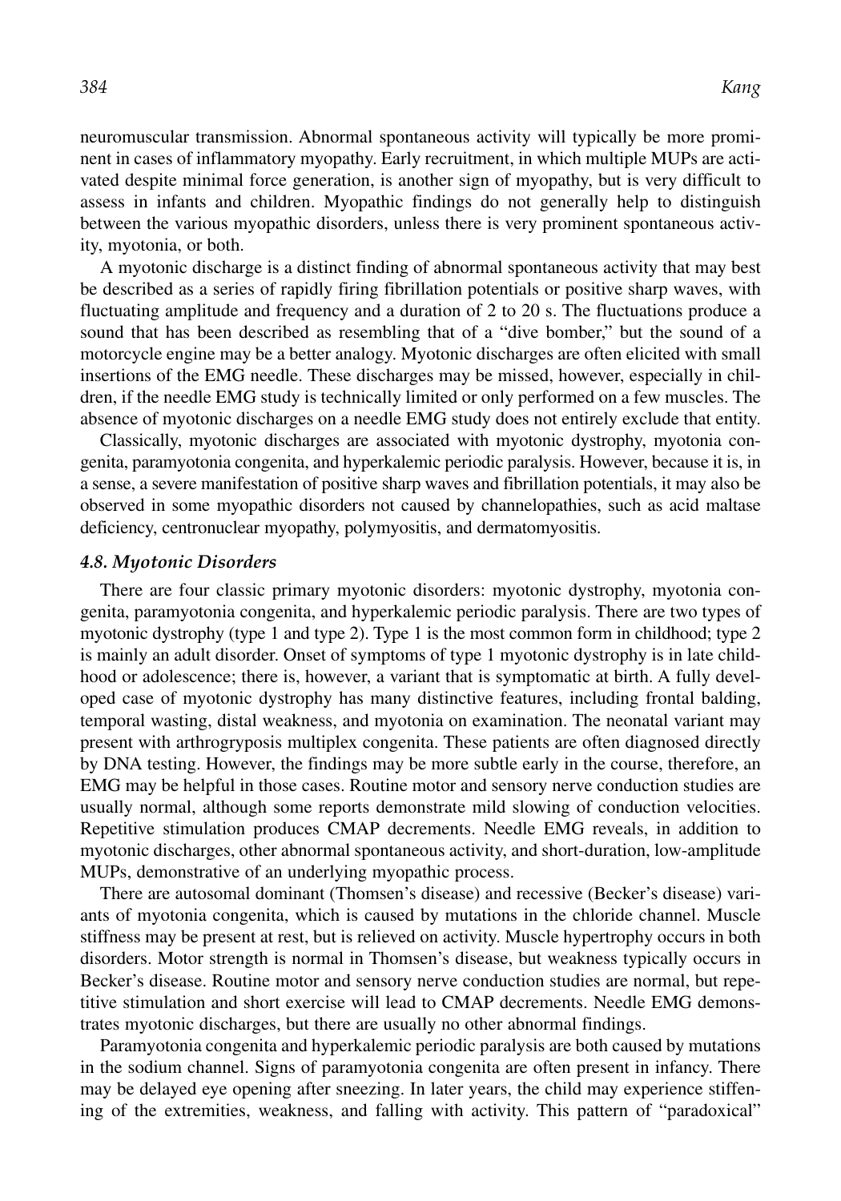neuromuscular transmission. Abnormal spontaneous activity will typically be more prominent in cases of inflammatory myopathy. Early recruitment, in which multiple MUPs are activated despite minimal force generation, is another sign of myopathy, but is very difficult to assess in infants and children. Myopathic findings do not generally help to distinguish between the various myopathic disorders, unless there is very prominent spontaneous activity, myotonia, or both.

A myotonic discharge is a distinct finding of abnormal spontaneous activity that may best be described as a series of rapidly firing fibrillation potentials or positive sharp waves, with fluctuating amplitude and frequency and a duration of 2 to 20 s. The fluctuations produce a sound that has been described as resembling that of a "dive bomber," but the sound of a motorcycle engine may be a better analogy. Myotonic discharges are often elicited with small insertions of the EMG needle. These discharges may be missed, however, especially in children, if the needle EMG study is technically limited or only performed on a few muscles. The absence of myotonic discharges on a needle EMG study does not entirely exclude that entity.

Classically, myotonic discharges are associated with myotonic dystrophy, myotonia congenita, paramyotonia congenita, and hyperkalemic periodic paralysis. However, because it is, in a sense, a severe manifestation of positive sharp waves and fibrillation potentials, it may also be observed in some myopathic disorders not caused by channelopathies, such as acid maltase deficiency, centronuclear myopathy, polymyositis, and dermatomyositis.

### *4.8. Myotonic Disorders*

There are four classic primary myotonic disorders: myotonic dystrophy, myotonia congenita, paramyotonia congenita, and hyperkalemic periodic paralysis. There are two types of myotonic dystrophy (type 1 and type 2). Type 1 is the most common form in childhood; type 2 is mainly an adult disorder. Onset of symptoms of type 1 myotonic dystrophy is in late childhood or adolescence; there is, however, a variant that is symptomatic at birth. A fully developed case of myotonic dystrophy has many distinctive features, including frontal balding, temporal wasting, distal weakness, and myotonia on examination. The neonatal variant may present with arthrogryposis multiplex congenita. These patients are often diagnosed directly by DNA testing. However, the findings may be more subtle early in the course, therefore, an EMG may be helpful in those cases. Routine motor and sensory nerve conduction studies are usually normal, although some reports demonstrate mild slowing of conduction velocities. Repetitive stimulation produces CMAP decrements. Needle EMG reveals, in addition to myotonic discharges, other abnormal spontaneous activity, and short-duration, low-amplitude MUPs, demonstrative of an underlying myopathic process.

There are autosomal dominant (Thomsen's disease) and recessive (Becker's disease) variants of myotonia congenita, which is caused by mutations in the chloride channel. Muscle stiffness may be present at rest, but is relieved on activity. Muscle hypertrophy occurs in both disorders. Motor strength is normal in Thomsen's disease, but weakness typically occurs in Becker's disease. Routine motor and sensory nerve conduction studies are normal, but repetitive stimulation and short exercise will lead to CMAP decrements. Needle EMG demonstrates myotonic discharges, but there are usually no other abnormal findings.

Paramyotonia congenita and hyperkalemic periodic paralysis are both caused by mutations in the sodium channel. Signs of paramyotonia congenita are often present in infancy. There may be delayed eye opening after sneezing. In later years, the child may experience stiffening of the extremities, weakness, and falling with activity. This pattern of "paradoxical"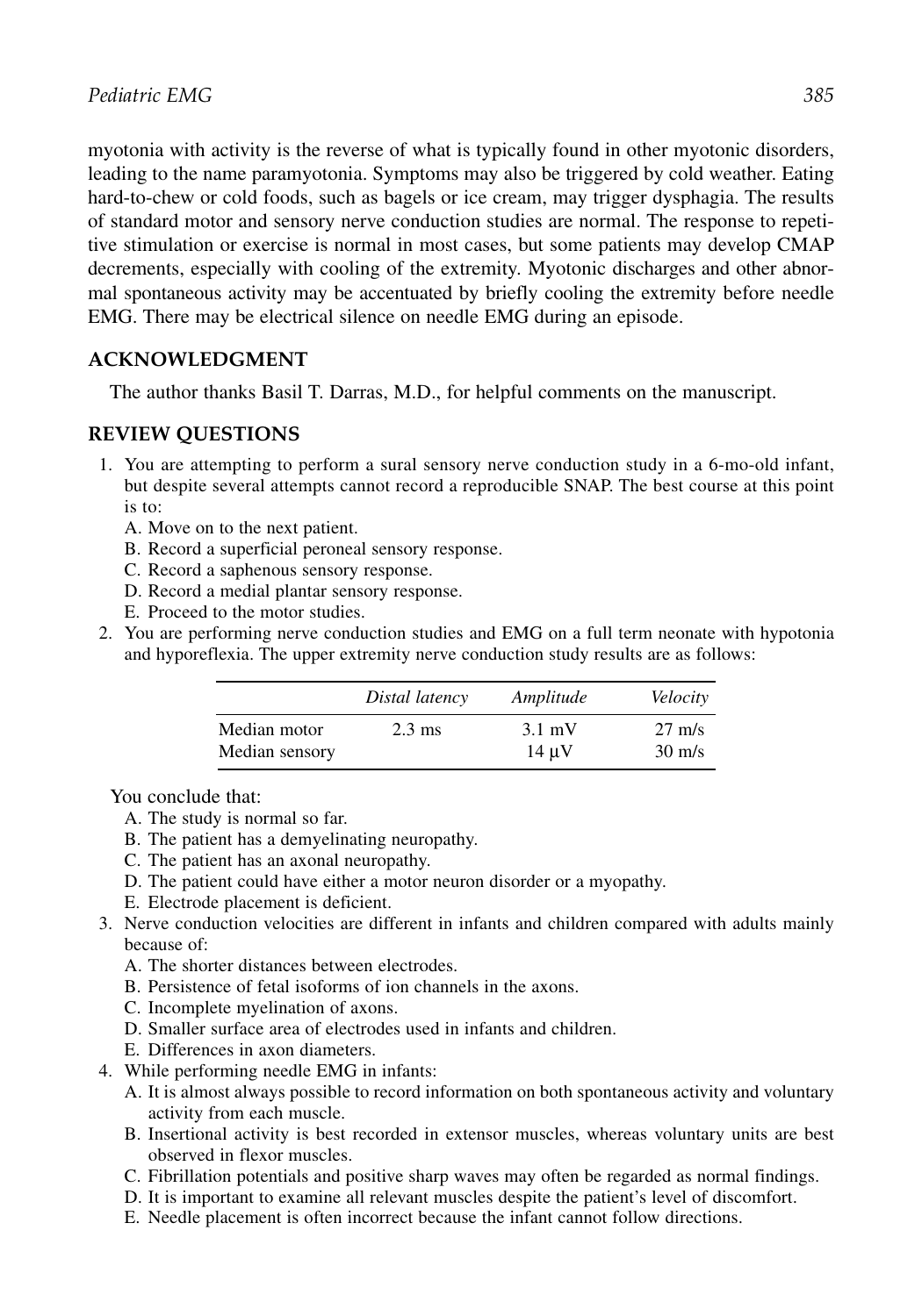myotonia with activity is the reverse of what is typically found in other myotonic disorders, leading to the name paramyotonia. Symptoms may also be triggered by cold weather. Eating hard-to-chew or cold foods, such as bagels or ice cream, may trigger dysphagia. The results of standard motor and sensory nerve conduction studies are normal. The response to repetitive stimulation or exercise is normal in most cases, but some patients may develop CMAP decrements, especially with cooling of the extremity. Myotonic discharges and other abnormal spontaneous activity may be accentuated by briefly cooling the extremity before needle EMG. There may be electrical silence on needle EMG during an episode.

## ACKNOWLEDGMENT

The author thanks Basil T. Darras, M.D., for helpful comments on the manuscript.

## REVIEW QUESTIONS

1. You are attempting to perform a sural sensory nerve conduction study in a 6-mo-old infant, but despite several attempts cannot record a reproducible SNAP. The best course at this point is to:
   A. Move on to the next patient.
   B. Record a superficial peroneal sensory response.
   C. Record a saphenous sensory response.
   D. Record a medial plantar sensory response.
   E. Proceed to the motor studies.
2. You are performing nerve conduction studies and EMG on a full term neonate with hypotonia and hyporeflexia. The upper extremity nerve conduction study results are as follows:

|  | *Distal latency* | *Amplitude* | *Velocity* |
|---|---|---|---|
| Median motor | 2.3 ms | 3.1 mV | 27 m/s |
| Median sensory |  | 14 μV | 30 m/s |

   You conclude that:
   A. The study is normal so far.
   B. The patient has a demyelinating neuropathy.
   C. The patient has an axonal neuropathy.
   D. The patient could have either a motor neuron disorder or a myopathy.
   E. Electrode placement is deficient.
3. Nerve conduction velocities are different in infants and children compared with adults mainly because of:
   A. The shorter distances between electrodes.
   B. Persistence of fetal isoforms of ion channels in the axons.
   C. Incomplete myelination of axons.
   D. Smaller surface area of electrodes used in infants and children.
   E. Differences in axon diameters.
4. While performing needle EMG in infants:
   A. It is almost always possible to record information on both spontaneous activity and voluntary activity from each muscle.
   B. Insertional activity is best recorded in extensor muscles, whereas voluntary units are best observed in flexor muscles.
   C. Fibrillation potentials and positive sharp waves may often be regarded as normal findings.
   D. It is important to examine all relevant muscles despite the patient's level of discomfort.
   E. Needle placement is often incorrect because the infant cannot follow directions.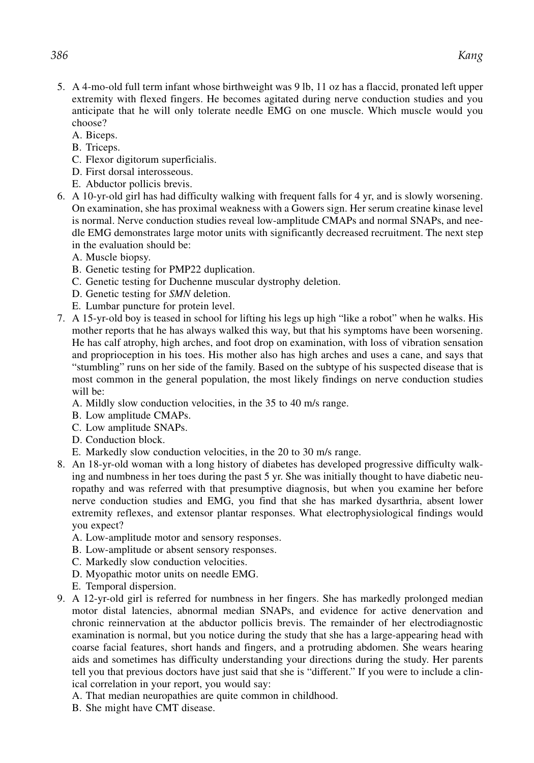5. A 4-mo-old full term infant whose birthweight was 9 lb, 11 oz has a flaccid, pronated left upper extremity with flexed fingers. He becomes agitated during nerve conduction studies and you anticipate that he will only tolerate needle EMG on one muscle. Which muscle would you choose?
   A. Biceps.
   B. Triceps.
   C. Flexor digitorum superficialis.
   D. First dorsal interosseous.
   E. Abductor pollicis brevis.
6. A 10-yr-old girl has had difficulty walking with frequent falls for 4 yr, and is slowly worsening. On examination, she has proximal weakness with a Gowers sign. Her serum creatine kinase level is normal. Nerve conduction studies reveal low-amplitude CMAPs and normal SNAPs, and needle EMG demonstrates large motor units with significantly decreased recruitment. The next step in the evaluation should be:
   A. Muscle biopsy.
   B. Genetic testing for PMP22 duplication.
   C. Genetic testing for Duchenne muscular dystrophy deletion.
   D. Genetic testing for *SMN* deletion.
   E. Lumbar puncture for protein level.
7. A 15-yr-old boy is teased in school for lifting his legs up high "like a robot" when he walks. His mother reports that he has always walked this way, but that his symptoms have been worsening. He has calf atrophy, high arches, and foot drop on examination, with loss of vibration sensation and proprioception in his toes. His mother also has high arches and uses a cane, and says that "stumbling" runs on her side of the family. Based on the subtype of his suspected disease that is most common in the general population, the most likely findings on nerve conduction studies will be:
   A. Mildly slow conduction velocities, in the 35 to 40 m/s range.
   B. Low amplitude CMAPs.
   C. Low amplitude SNAPs.
   D. Conduction block.
   E. Markedly slow conduction velocities, in the 20 to 30 m/s range.
8. An 18-yr-old woman with a long history of diabetes has developed progressive difficulty walking and numbness in her toes during the past 5 yr. She was initially thought to have diabetic neuropathy and was referred with that presumptive diagnosis, but when you examine her before nerve conduction studies and EMG, you find that she has marked dysarthria, absent lower extremity reflexes, and extensor plantar responses. What electrophysiological findings would you expect?
   A. Low-amplitude motor and sensory responses.
   B. Low-amplitude or absent sensory responses.
   C. Markedly slow conduction velocities.
   D. Myopathic motor units on needle EMG.
   E. Temporal dispersion.
9. A 12-yr-old girl is referred for numbness in her fingers. She has markedly prolonged median motor distal latencies, abnormal median SNAPs, and evidence for active denervation and chronic reinnervation at the abductor pollicis brevis. The remainder of her electrodiagnostic examination is normal, but you notice during the study that she has a large-appearing head with coarse facial features, short hands and fingers, and a protruding abdomen. She wears hearing aids and sometimes has difficulty understanding your directions during the study. Her parents tell you that previous doctors have just said that she is "different." If you were to include a clinical correlation in your report, you would say:
   A. That median neuropathies are quite common in childhood.
   B. She might have CMT disease.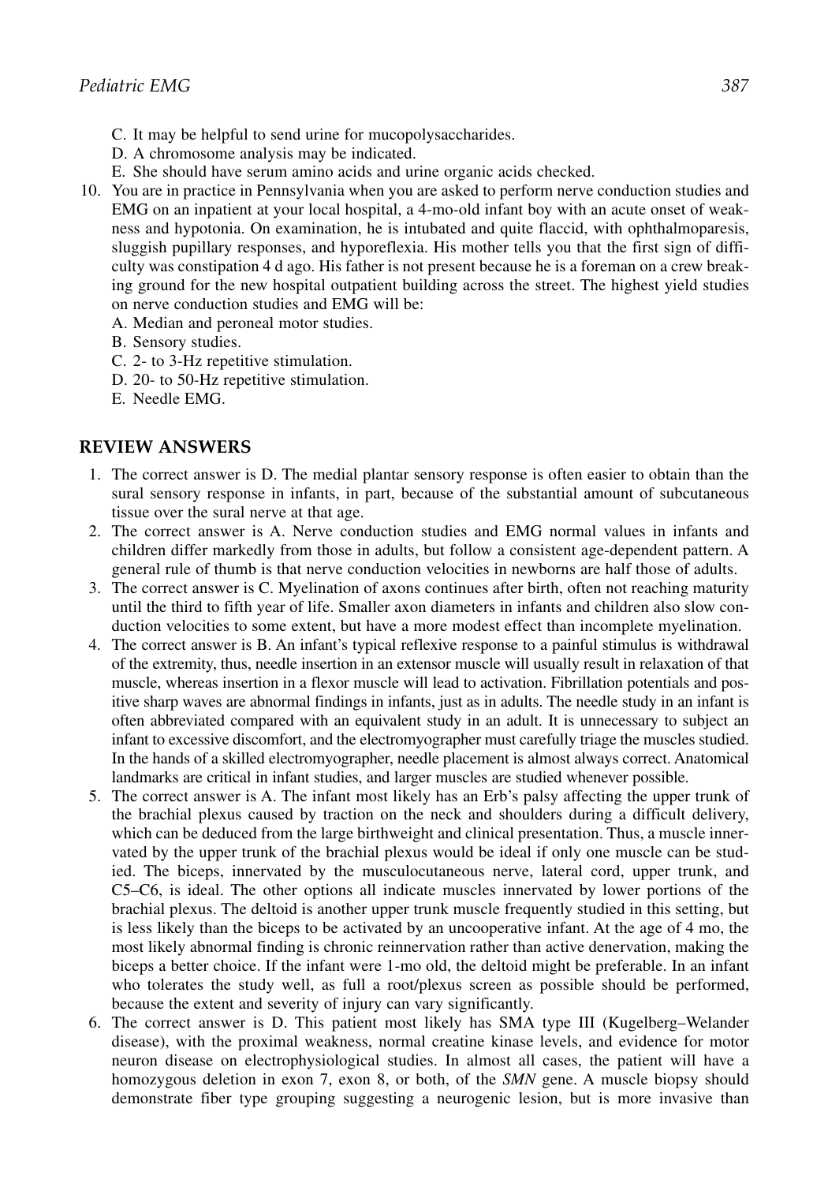C. It may be helpful to send urine for mucopolysaccharides.
D. A chromosome analysis may be indicated.
E. She should have serum amino acids and urine organic acids checked.

10. You are in practice in Pennsylvania when you are asked to perform nerve conduction studies and EMG on an inpatient at your local hospital, a 4-mo-old infant boy with an acute onset of weakness and hypotonia. On examination, he is intubated and quite flaccid, with ophthalmoparesis, sluggish pupillary responses, and hyporeflexia. His mother tells you that the first sign of difficulty was constipation 4 d ago. His father is not present because he is a foreman on a crew breaking ground for the new hospital outpatient building across the street. The highest yield studies on nerve conduction studies and EMG will be:
    A. Median and peroneal motor studies.
    B. Sensory studies.
    C. 2- to 3-Hz repetitive stimulation.
    D. 20- to 50-Hz repetitive stimulation.
    E. Needle EMG.

## REVIEW ANSWERS

1. The correct answer is D. The medial plantar sensory response is often easier to obtain than the sural sensory response in infants, in part, because of the substantial amount of subcutaneous tissue over the sural nerve at that age.
2. The correct answer is A. Nerve conduction studies and EMG normal values in infants and children differ markedly from those in adults, but follow a consistent age-dependent pattern. A general rule of thumb is that nerve conduction velocities in newborns are half those of adults.
3. The correct answer is C. Myelination of axons continues after birth, often not reaching maturity until the third to fifth year of life. Smaller axon diameters in infants and children also slow conduction velocities to some extent, but have a more modest effect than incomplete myelination.
4. The correct answer is B. An infant's typical reflexive response to a painful stimulus is withdrawal of the extremity, thus, needle insertion in an extensor muscle will usually result in relaxation of that muscle, whereas insertion in a flexor muscle will lead to activation. Fibrillation potentials and positive sharp waves are abnormal findings in infants, just as in adults. The needle study in an infant is often abbreviated compared with an equivalent study in an adult. It is unnecessary to subject an infant to excessive discomfort, and the electromyographer must carefully triage the muscles studied. In the hands of a skilled electromyographer, needle placement is almost always correct. Anatomical landmarks are critical in infant studies, and larger muscles are studied whenever possible.
5. The correct answer is A. The infant most likely has an Erb's palsy affecting the upper trunk of the brachial plexus caused by traction on the neck and shoulders during a difficult delivery, which can be deduced from the large birthweight and clinical presentation. Thus, a muscle innervated by the upper trunk of the brachial plexus would be ideal if only one muscle can be studied. The biceps, innervated by the musculocutaneous nerve, lateral cord, upper trunk, and C5–C6, is ideal. The other options all indicate muscles innervated by lower portions of the brachial plexus. The deltoid is another upper trunk muscle frequently studied in this setting, but is less likely than the biceps to be activated by an uncooperative infant. At the age of 4 mo, the most likely abnormal finding is chronic reinnervation rather than active denervation, making the biceps a better choice. If the infant were 1-mo old, the deltoid might be preferable. In an infant who tolerates the study well, as full a root/plexus screen as possible should be performed, because the extent and severity of injury can vary significantly.
6. The correct answer is D. This patient most likely has SMA type III (Kugelberg–Welander disease), with the proximal weakness, normal creatine kinase levels, and evidence for motor neuron disease on electrophysiological studies. In almost all cases, the patient will have a homozygous deletion in exon 7, exon 8, or both, of the *SMN* gene. A muscle biopsy should demonstrate fiber type grouping suggesting a neurogenic lesion, but is more invasive than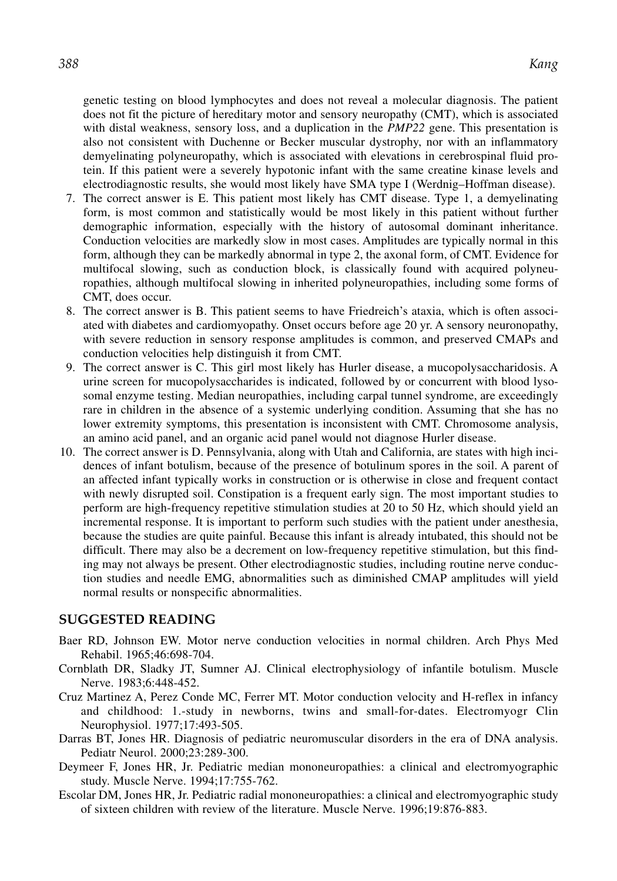genetic testing on blood lymphocytes and does not reveal a molecular diagnosis. The patient does not fit the picture of hereditary motor and sensory neuropathy (CMT), which is associated with distal weakness, sensory loss, and a duplication in the *PMP22* gene. This presentation is also not consistent with Duchenne or Becker muscular dystrophy, nor with an inflammatory demyelinating polyneuropathy, which is associated with elevations in cerebrospinal fluid protein. If this patient were a severely hypotonic infant with the same creatine kinase levels and electrodiagnostic results, she would most likely have SMA type I (Werdnig–Hoffman disease).

7. The correct answer is E. This patient most likely has CMT disease. Type 1, a demyelinating form, is most common and statistically would be most likely in this patient without further demographic information, especially with the history of autosomal dominant inheritance. Conduction velocities are markedly slow in most cases. Amplitudes are typically normal in this form, although they can be markedly abnormal in type 2, the axonal form, of CMT. Evidence for multifocal slowing, such as conduction block, is classically found with acquired polyneuropathies, although multifocal slowing in inherited polyneuropathies, including some forms of CMT, does occur.
8. The correct answer is B. This patient seems to have Friedreich's ataxia, which is often associated with diabetes and cardiomyopathy. Onset occurs before age 20 yr. A sensory neuronopathy, with severe reduction in sensory response amplitudes is common, and preserved CMAPs and conduction velocities help distinguish it from CMT.
9. The correct answer is C. This girl most likely has Hurler disease, a mucopolysaccharidosis. A urine screen for mucopolysaccharides is indicated, followed by or concurrent with blood lysosomal enzyme testing. Median neuropathies, including carpal tunnel syndrome, are exceedingly rare in children in the absence of a systemic underlying condition. Assuming that she has no lower extremity symptoms, this presentation is inconsistent with CMT. Chromosome analysis, an amino acid panel, and an organic acid panel would not diagnose Hurler disease.
10. The correct answer is D. Pennsylvania, along with Utah and California, are states with high incidences of infant botulism, because of the presence of botulinum spores in the soil. A parent of an affected infant typically works in construction or is otherwise in close and frequent contact with newly disrupted soil. Constipation is a frequent early sign. The most important studies to perform are high-frequency repetitive stimulation studies at 20 to 50 Hz, which should yield an incremental response. It is important to perform such studies with the patient under anesthesia, because the studies are quite painful. Because this infant is already intubated, this should not be difficult. There may also be a decrement on low-frequency repetitive stimulation, but this finding may not always be present. Other electrodiagnostic studies, including routine nerve conduction studies and needle EMG, abnormalities such as diminished CMAP amplitudes will yield normal results or nonspecific abnormalities.

## SUGGESTED READING

Baer RD, Johnson EW. Motor nerve conduction velocities in normal children. Arch Phys Med Rehabil. 1965;46:698-704.

Cornblath DR, Sladky JT, Sumner AJ. Clinical electrophysiology of infantile botulism. Muscle Nerve. 1983;6:448-452.

Cruz Martinez A, Perez Conde MC, Ferrer MT. Motor conduction velocity and H-reflex in infancy and childhood: 1.-study in newborns, twins and small-for-dates. Electromyogr Clin Neurophysiol. 1977;17:493-505.

Darras BT, Jones HR. Diagnosis of pediatric neuromuscular disorders in the era of DNA analysis. Pediatr Neurol. 2000;23:289-300.

Deymeer F, Jones HR, Jr. Pediatric median mononeuropathies: a clinical and electromyographic study. Muscle Nerve. 1994;17:755-762.

Escolar DM, Jones HR, Jr. Pediatric radial mononeuropathies: a clinical and electromyographic study of sixteen children with review of the literature. Muscle Nerve. 1996;19:876-883.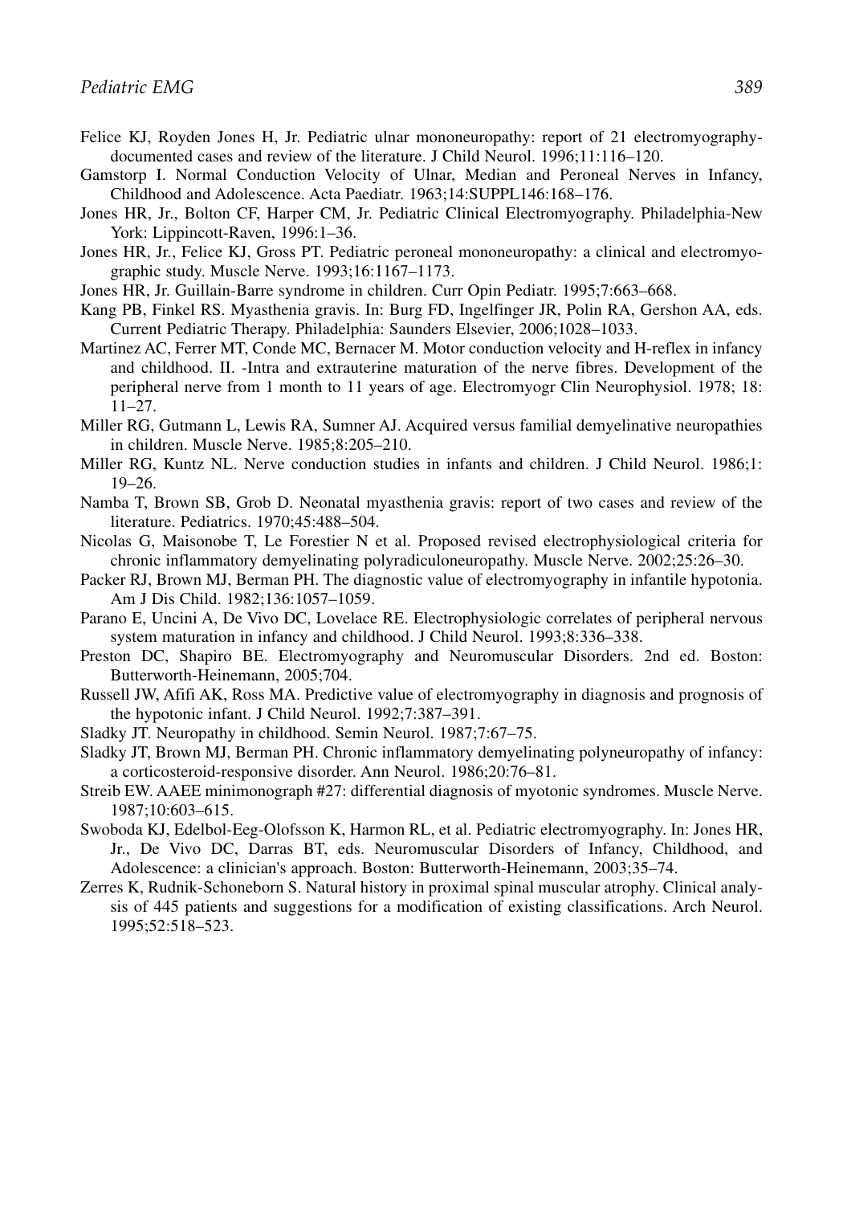Felice KJ, Royden Jones H, Jr. Pediatric ulnar mononeuropathy: report of 21 electromyography-documented cases and review of the literature. J Child Neurol. 1996;11:116–120.

Gamstorp I. Normal Conduction Velocity of Ulnar, Median and Peroneal Nerves in Infancy, Childhood and Adolescence. Acta Paediatr. 1963;14:SUPPL146:168–176.

Jones HR, Jr., Bolton CF, Harper CM, Jr. Pediatric Clinical Electromyography. Philadelphia-New York: Lippincott-Raven, 1996:1–36.

Jones HR, Jr., Felice KJ, Gross PT. Pediatric peroneal mononeuropathy: a clinical and electromyographic study. Muscle Nerve. 1993;16:1167–1173.

Jones HR, Jr. Guillain-Barre syndrome in children. Curr Opin Pediatr. 1995;7:663–668.

Kang PB, Finkel RS. Myasthenia gravis. In: Burg FD, Ingelfinger JR, Polin RA, Gershon AA, eds. Current Pediatric Therapy. Philadelphia: Saunders Elsevier, 2006;1028–1033.

Martinez AC, Ferrer MT, Conde MC, Bernacer M. Motor conduction velocity and H-reflex in infancy and childhood. II. -Intra and extrauterine maturation of the nerve fibres. Development of the peripheral nerve from 1 month to 11 years of age. Electromyogr Clin Neurophysiol. 1978; 18: 11–27.

Miller RG, Gutmann L, Lewis RA, Sumner AJ. Acquired versus familial demyelinative neuropathies in children. Muscle Nerve. 1985;8:205–210.

Miller RG, Kuntz NL. Nerve conduction studies in infants and children. J Child Neurol. 1986;1: 19–26.

Namba T, Brown SB, Grob D. Neonatal myasthenia gravis: report of two cases and review of the literature. Pediatrics. 1970;45:488–504.

Nicolas G, Maisonobe T, Le Forestier N et al. Proposed revised electrophysiological criteria for chronic inflammatory demyelinating polyradiculoneuropathy. Muscle Nerve. 2002;25:26–30.

Packer RJ, Brown MJ, Berman PH. The diagnostic value of electromyography in infantile hypotonia. Am J Dis Child. 1982;136:1057–1059.

Parano E, Uncini A, De Vivo DC, Lovelace RE. Electrophysiologic correlates of peripheral nervous system maturation in infancy and childhood. J Child Neurol. 1993;8:336–338.

Preston DC, Shapiro BE. Electromyography and Neuromuscular Disorders. 2nd ed. Boston: Butterworth-Heinemann, 2005;704.

Russell JW, Afifi AK, Ross MA. Predictive value of electromyography in diagnosis and prognosis of the hypotonic infant. J Child Neurol. 1992;7:387–391.

Sladky JT. Neuropathy in childhood. Semin Neurol. 1987;7:67–75.

Sladky JT, Brown MJ, Berman PH. Chronic inflammatory demyelinating polyneuropathy of infancy: a corticosteroid-responsive disorder. Ann Neurol. 1986;20:76–81.

Streib EW. AAEE minimonograph #27: differential diagnosis of myotonic syndromes. Muscle Nerve. 1987;10:603–615.

Swoboda KJ, Edelbol-Eeg-Olofsson K, Harmon RL, et al. Pediatric electromyography. In: Jones HR, Jr., De Vivo DC, Darras BT, eds. Neuromuscular Disorders of Infancy, Childhood, and Adolescence: a clinician's approach. Boston: Butterworth-Heinemann, 2003;35–74.

Zerres K, Rudnik-Schoneborn S. Natural history in proximal spinal muscular atrophy. Clinical analysis of 445 patients and suggestions for a modification of existing classifications. Arch Neurol. 1995;52:518–523.